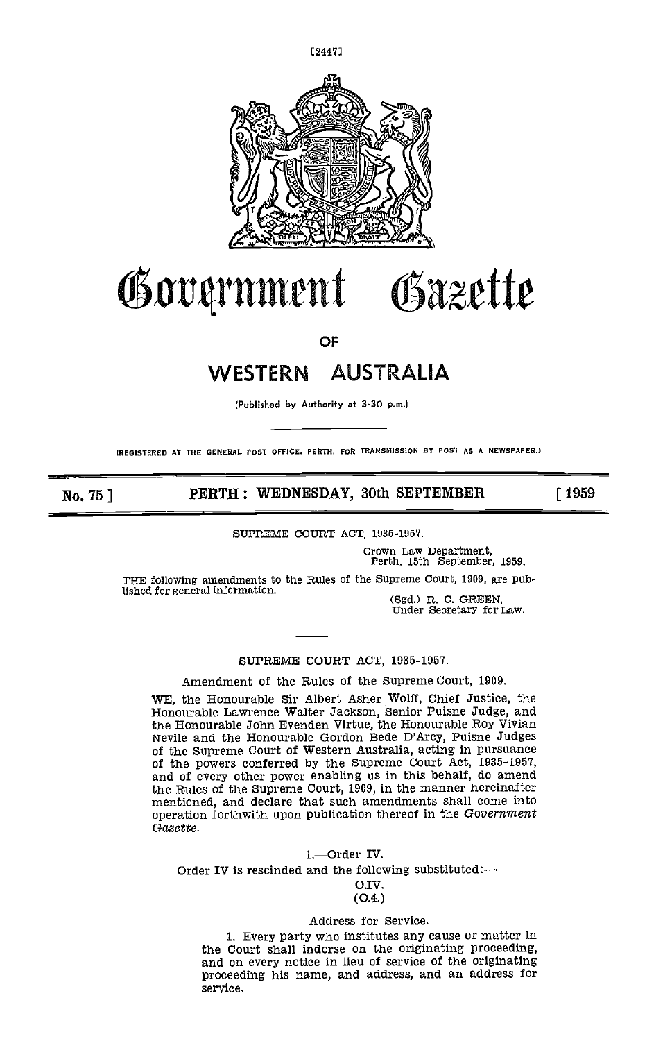[2447]

# Government Gazette

## OF

# WESTERN AUSTRALIA

(Published by Authority at 3-30 p.m.)

(REGISTERED AT THE GENERAL POST OFFICE, PERTH, FOR TRANSMISSION BY POST AS A NEWSPAPER.)

**No. 75] PERTH: WEDNESDAY, 30th SEPTEMBER [1959**

SUPREME COURT ACT, 1935-1957.

Crown Law Department,
Perth, 15th September, 1959.

THE following amendments to the Rules of the Supreme Court, 1909, are published for general information.

(Sgd.) R. C. GREEN,
Under Secretary for Law.

---

SUPREME COURT ACT, 1935-1957.

Amendment of the Rules of the Supreme Court, 1909.

WE, the Honourable Sir Albert Asher Wolff, Chief Justice, the Honourable Lawrence Walter Jackson, Senior Puisne Judge, and the Honourable John Evenden Virtue, the Honourable Roy Vivian Nevile and the Honourable Gordon Bede D'Arcy, Puisne Judges of the Supreme Court of Western Australia, acting in pursuance of the powers conferred by the Supreme Court Act, 1935-1957, and of every other power enabling us in this behalf, do amend the Rules of the Supreme Court, 1909, in the manner hereinafter mentioned, and declare that such amendments shall come into operation forthwith upon publication thereof in the *Government Gazette*.

1.—Order IV.

Order IV is rescinded and the following substituted:—

O.IV.
(O.4.)

Address for Service.

1. Every party who institutes any cause or matter in the Court shall indorse on the originating proceeding, and on every notice in lieu of service of the originating proceeding his name, and address, and an address for service.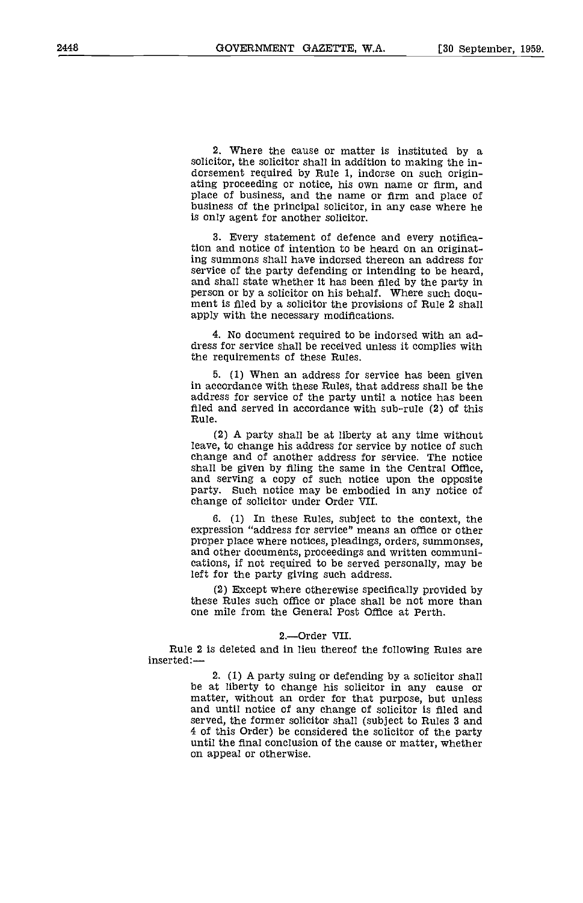2. Where the cause or matter is instituted by a solicitor, the solicitor shall in addition to making the indorsement required by Rule 1, indorse on such originating proceeding or notice, his own name or firm, and place of business, and the name or firm and place of business of the principal solicitor, in any case where he is only agent for another solicitor.

3. Every statement of defence and every notification and notice of intention to be heard on an originating summons shall have indorsed thereon an address for service of the party defending or intending to be heard, and shall state whether it has been filed by the party in person or by a solicitor on his behalf. Where such document is filed by a solicitor the provisions of Rule 2 shall apply with the necessary modifications.

4. No document required to be indorsed with an address for service shall be received unless it complies with the requirements of these Rules.

5. (1) When an address for service has been given in accordance with these Rules, that address shall be the address for service of the party until a notice has been filed and served in accordance with sub-rule (2) of this Rule.

(2) A party shall be at liberty at any time without leave, to change his address for service by notice of such change and of another address for service. The notice shall be given by filing the same in the Central Office, and serving a copy of such notice upon the opposite party. Such notice may be embodied in any notice of change of solicitor under Order VII.

6. (1) In these Rules, subject to the context, the expression "address for service" means an office or other proper place where notices, pleadings, orders, summonses, and other documents, proceedings and written communications, if not required to be served personally, may be left for the party giving such address.

(2) Except where otherwise specifically provided by these Rules such office or place shall be not more than one mile from the General Post Office at Perth.

2.—Order VII.

Rule 2 is deleted and in lieu thereof the following Rules are inserted:—

2. (1) A party suing or defending by a solicitor shall be at liberty to change his solicitor in any cause or matter, without an order for that purpose, but unless and until notice of any change of solicitor is filed and served, the former solicitor shall (subject to Rules 3 and 4 of this Order) be considered the solicitor of the party until the final conclusion of the cause or matter, whether on appeal or otherwise.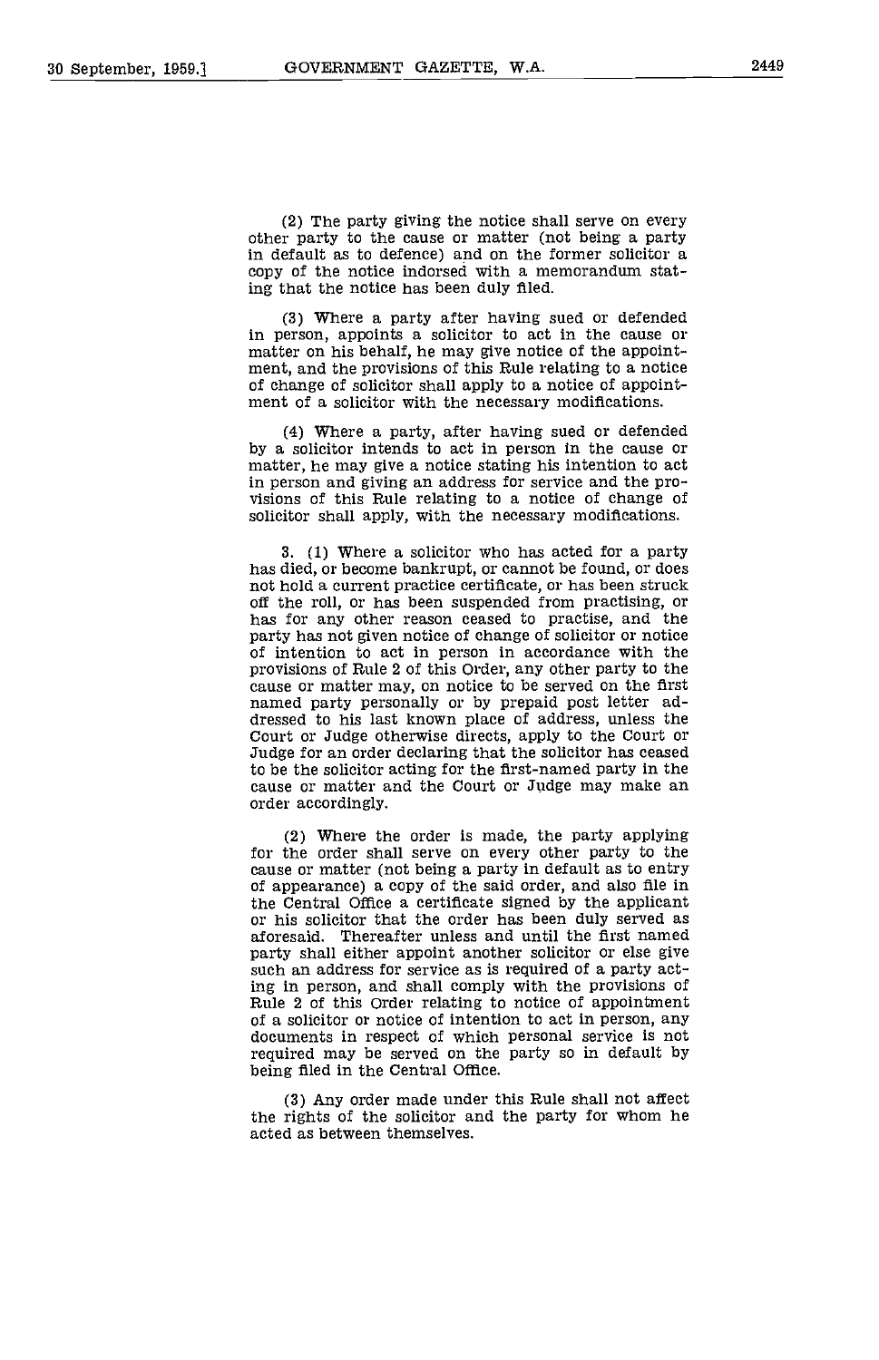(2) The party giving the notice shall serve on every other party to the cause or matter (not being a party in default as to defence) and on the former solicitor a copy of the notice indorsed with a memorandum stating that the notice has been duly filed.

(3) Where a party after having sued or defended in person, appoints a solicitor to act in the cause or matter on his behalf, he may give notice of the appointment, and the provisions of this Rule relating to a notice of change of solicitor shall apply to a notice of appointment of a solicitor with the necessary modifications.

(4) Where a party, after having sued or defended by a solicitor intends to act in person in the cause or matter, he may give a notice stating his intention to act in person and giving an address for service and the provisions of this Rule relating to a notice of change of solicitor shall apply, with the necessary modifications.

3. (1) Where a solicitor who has acted for a party has died, or become bankrupt, or cannot be found, or does not hold a current practice certificate, or has been struck off the roll, or has been suspended from practising, or has for any other reason ceased to practise, and the party has not given notice of change of solicitor or notice of intention to act in person in accordance with the provisions of Rule 2 of this Order, any other party to the cause or matter may, on notice to be served on the first named party personally or by prepaid post letter addressed to his last known place of address, unless the Court or Judge otherwise directs, apply to the Court or Judge for an order declaring that the solicitor has ceased to be the solicitor acting for the first-named party in the cause or matter and the Court or Judge may make an order accordingly.

(2) Where the order is made, the party applying for the order shall serve on every other party to the cause or matter (not being a party in default as to entry of appearance) a copy of the said order, and also file in the Central Office a certificate signed by the applicant or his solicitor that the order has been duly served as aforesaid. Thereafter unless and until the first named party shall either appoint another solicitor or else give such an address for service as is required of a party acting in person, and shall comply with the provisions of Rule 2 of this Order relating to notice of appointment of a solicitor or notice of intention to act in person, any documents in respect of which personal service is not required may be served on the party so in default by being filed in the Central Office.

(3) Any order made under this Rule shall not affect the rights of the solicitor and the party for whom he acted as between themselves.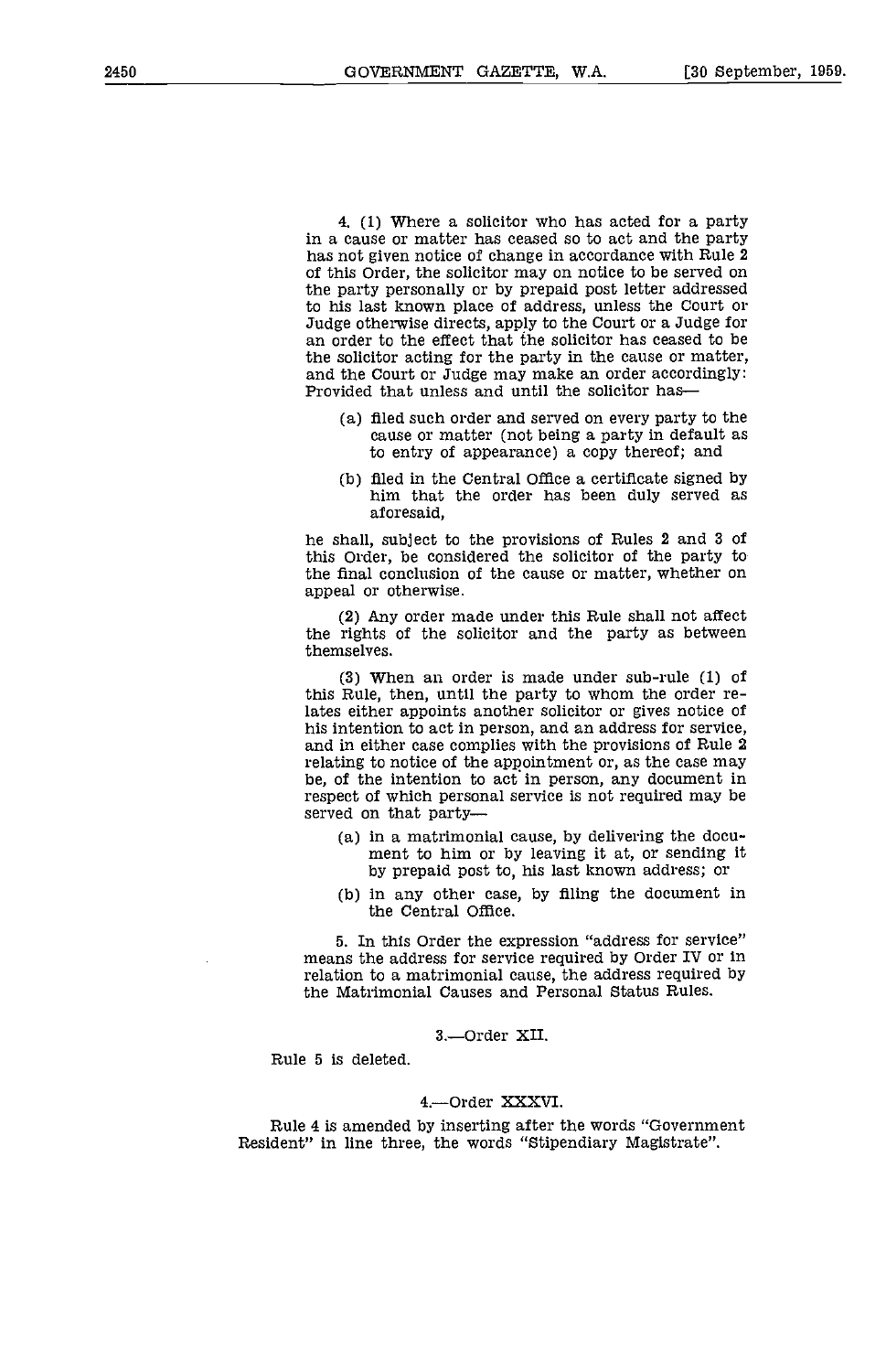4. (1) Where a solicitor who has acted for a party in a cause or matter has ceased so to act and the party has not given notice of change in accordance with Rule 2 of this Order, the solicitor may on notice to be served on the party personally or by prepaid post letter addressed to his last known place of address, unless the Court or Judge otherwise directs, apply to the Court or a Judge for an order to the effect that the solicitor has ceased to be the solicitor acting for the party in the cause or matter, and the Court or Judge may make an order accordingly: Provided that unless and until the solicitor has—

(a) filed such order and served on every party to the cause or matter (not being a party in default as to entry of appearance) a copy thereof; and

(b) filed in the Central Office a certificate signed by him that the order has been duly served as aforesaid,

he shall, subject to the provisions of Rules 2 and 3 of this Order, be considered the solicitor of the party to the final conclusion of the cause or matter, whether on appeal or otherwise.

(2) Any order made under this Rule shall not affect the rights of the solicitor and the party as between themselves.

(3) When an order is made under sub-rule (1) of this Rule, then, until the party to whom the order relates either appoints another solicitor or gives notice of his intention to act in person, and an address for service, and in either case complies with the provisions of Rule 2 relating to notice of the appointment or, as the case may be, of the intention to act in person, any document in respect of which personal service is not required may be served on that party—

(a) in a matrimonial cause, by delivering the document to him or by leaving it at, or sending it by prepaid post to, his last known address; or

(b) in any other case, by filing the document in the Central Office.

5. In this Order the expression "address for service" means the address for service required by Order IV or in relation to a matrimonial cause, the address required by the Matrimonial Causes and Personal Status Rules.

3.—Order XII.

Rule 5 is deleted.

4.—Order XXXVI.

Rule 4 is amended by inserting after the words "Government Resident" in line three, the words "Stipendiary Magistrate".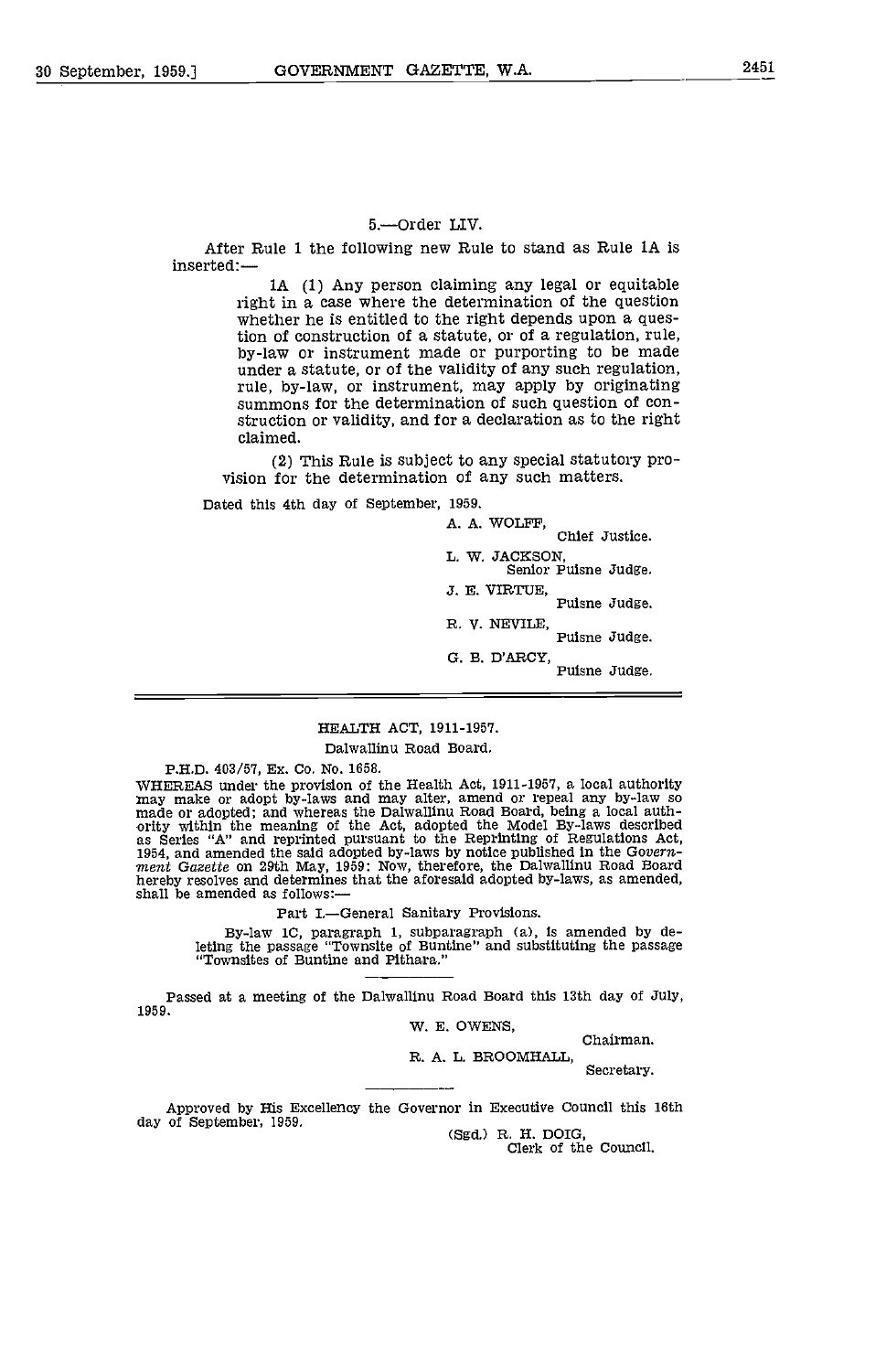5.—Order LIV.

After Rule 1 the following new Rule to stand as Rule 1A is inserted:—

> 1A (1) Any person claiming any legal or equitable right in a case where the determination of the question whether he is entitled to the right depends upon a question of construction of a statute, or of a regulation, rule, by-law or instrument made or purporting to be made under a statute, or of the validity of any such regulation, rule, by-law, or instrument, may apply by originating summons for the determination of such question of construction or validity, and for a declaration as to the right claimed.
>
> (2) This Rule is subject to any special statutory provision for the determination of any such matters.

Dated this 4th day of September, 1959.

A. A. WOLFF,
Chief Justice.

L. W. JACKSON,
Senior Puisne Judge.

J. E. VIRTUE,
Puisne Judge.

R. V. NEVILE,
Puisne Judge.

G. B. D'ARCY,
Puisne Judge.

---

## HEALTH ACT, 1911-1957.

Dalwallinu Road Board.

P.H.D. 403/57, Ex. Co. No. 1658.

WHEREAS under the provision of the Health Act, 1911-1957, a local authority may make or adopt by-laws and may alter, amend or repeal any by-law so made or adopted; and whereas the Dalwallinu Road Board, being a local authority within the meaning of the Act, adopted the Model By-laws described as Series "A" and reprinted pursuant to the Reprinting of Regulations Act, 1954, and amended the said adopted by-laws by notice published in the *Government Gazette* on 29th May, 1959: Now, therefore, the Dalwallinu Road Board hereby resolves and determines that the aforesaid adopted by-laws, as amended, shall be amended as follows:—

Part I.—General Sanitary Provisions.

> By-law 1C, paragraph 1, subparagraph (a), is amended by deleting the passage "Townsite of Buntine" and substituting the passage "Townsites of Buntine and Pithara."

Passed at a meeting of the Dalwallinu Road Board this 13th day of July, 1959.

W. E. OWENS,
Chairman.

R. A. L. BROOMHALL,
Secretary.

Approved by His Excellency the Governor in Executive Council this 16th day of September, 1959.

(Sgd.) R. H. DOIG,
Clerk of the Council.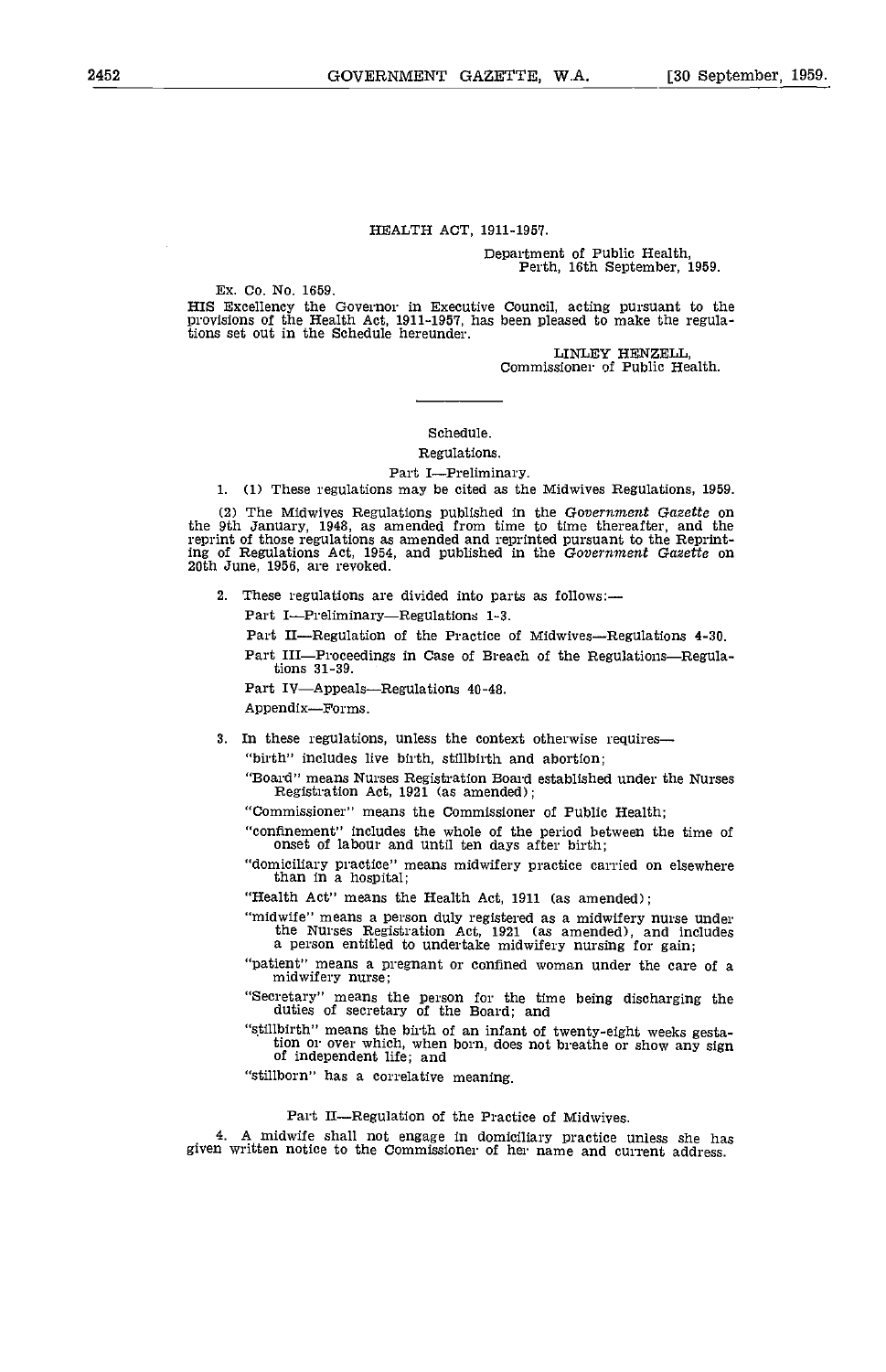HEALTH ACT, 1911-1957.

Department of Public Health,
Perth, 16th September, 1959.

Ex. Co. No. 1659.

HIS Excellency the Governor in Executive Council, acting pursuant to the provisions of the Health Act, 1911-1957, has been pleased to make the regulations set out in the Schedule hereunder.

LINLEY HENZELL,
Commissioner of Public Health.

Schedule.

Regulations.

Part I—Preliminary.

1. (1) These regulations may be cited as the Midwives Regulations, 1959.

(2) The Midwives Regulations published in the *Government Gazette* on the 9th January, 1948, as amended from time to time thereafter, and the reprint of those regulations as amended and reprinted pursuant to the Reprinting of Regulations Act, 1954, and published in the *Government Gazette* on 20th June, 1956, are revoked.

2. These regulations are divided into parts as follows:—

Part I—Preliminary—Regulations 1-3.

Part II—Regulation of the Practice of Midwives—Regulations 4-30.

Part III—Proceedings in Case of Breach of the Regulations—Regulations 31-39.

Part IV—Appeals—Regulations 40-48.

Appendix—Forms.

3. In these regulations, unless the context otherwise requires—

"birth" includes live birth, stillbirth and abortion;

"Board" means Nurses Registration Board established under the Nurses Registration Act, 1921 (as amended);

"Commissioner" means the Commissioner of Public Health;

"confinement" includes the whole of the period between the time of onset of labour and until ten days after birth;

"domiciliary practice" means midwifery practice carried on elsewhere than in a hospital;

"Health Act" means the Health Act, 1911 (as amended);

"midwife" means a person duly registered as a midwifery nurse under the Nurses Registration Act, 1921 (as amended), and includes a person entitled to undertake midwifery nursing for gain;

"patient" means a pregnant or confined woman under the care of a midwifery nurse;

"Secretary" means the person for the time being discharging the duties of secretary of the Board; and

"stillbirth" means the birth of an infant of twenty-eight weeks gestation or over which, when born, does not breathe or show any sign of independent life; and

"stillborn" has a correlative meaning.

Part II—Regulation of the Practice of Midwives.

4. A midwife shall not engage in domiciliary practice unless she has given written notice to the Commissioner of her name and current address.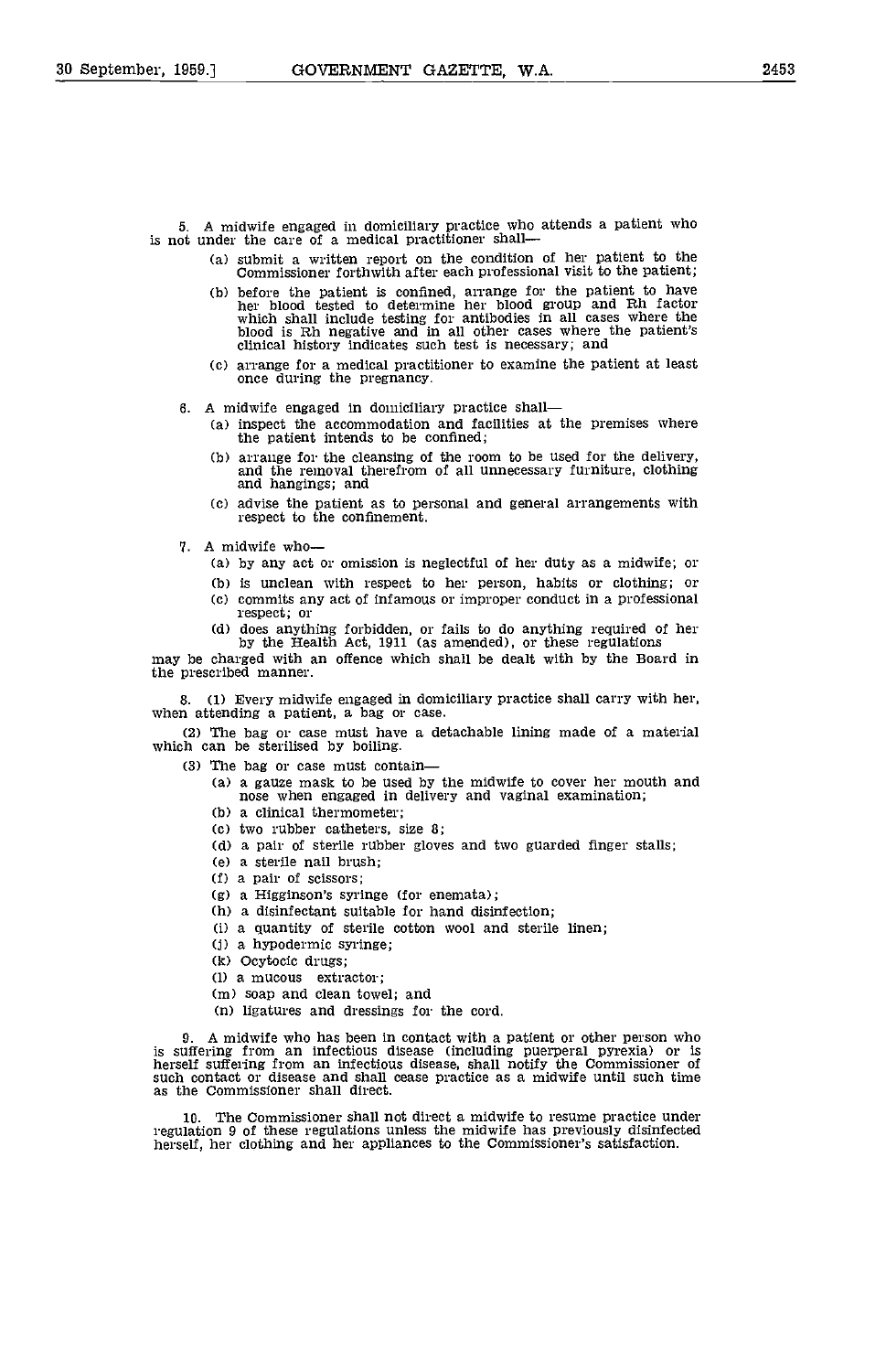5. A midwife engaged in domiciliary practice who attends a patient who is not under the care of a medical practitioner shall—

(a) submit a written report on the condition of her patient to the Commissioner forthwith after each professional visit to the patient;

(b) before the patient is confined, arrange for the patient to have her blood tested to determine her blood group and Rh factor which shall include testing for antibodies in all cases where the blood is Rh negative and in all other cases where the patient's clinical history indicates such test is necessary; and

(c) arrange for a medical practitioner to examine the patient at least once during the pregnancy.

6. A midwife engaged in domiciliary practice shall—

(a) inspect the accommodation and facilities at the premises where the patient intends to be confined;

(b) arrange for the cleansing of the room to be used for the delivery, and the removal therefrom of all unnecessary furniture, clothing and hangings; and

(c) advise the patient as to personal and general arrangements with respect to the confinement.

7. A midwife who—

(a) by any act or omission is neglectful of her duty as a midwife; or

(b) is unclean with respect to her person, habits or clothing; or

(c) commits any act of infamous or improper conduct in a professional respect; or

(d) does anything forbidden, or fails to do anything required of her by the Health Act, 1911 (as amended), or these regulations

may be charged with an offence which shall be dealt with by the Board in the prescribed manner.

8. (1) Every midwife engaged in domiciliary practice shall carry with her, when attending a patient, a bag or case.

(2) The bag or case must have a detachable lining made of a material which can be sterilised by boiling.

(3) The bag or case must contain—

(a) a gauze mask to be used by the midwife to cover her mouth and nose when engaged in delivery and vaginal examination;

(b) a clinical thermometer;

(c) two rubber catheters, size 8;

(d) a pair of sterile rubber gloves and two guarded finger stalls;

(e) a sterile nail brush;

(f) a pair of scissors;

(g) a Higginson's syringe (for enemata);

(h) a disinfectant suitable for hand disinfection;

(i) a quantity of sterile cotton wool and sterile linen;

(j) a hypodermic syringe;

(k) Ocytocic drugs;

(l) a mucous extractor;

(m) soap and clean towel; and

(n) ligatures and dressings for the cord.

9. A midwife who has been in contact with a patient or other person who is suffering from an infectious disease (including puerperal pyrexia) or is herself suffering from an infectious disease, shall notify the Commissioner of such contact or disease and shall cease practice as a midwife until such time as the Commissioner shall direct.

10. The Commissioner shall not direct a midwife to resume practice under regulation 9 of these regulations unless the midwife has previously disinfected herself, her clothing and her appliances to the Commissioner's satisfaction.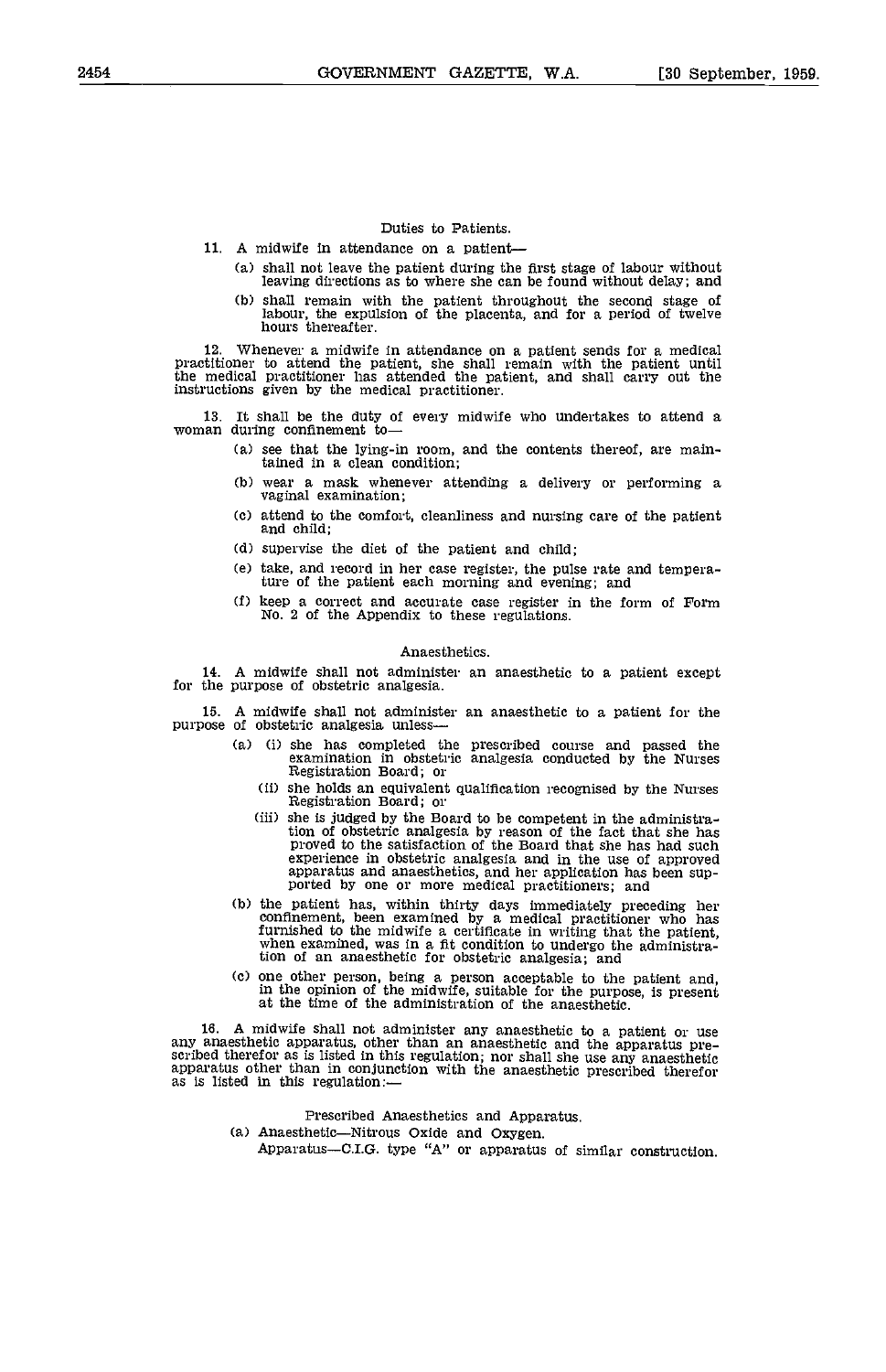### Duties to Patients.

11. A midwife in attendance on a patient—

(a) shall not leave the patient during the first stage of labour without leaving directions as to where she can be found without delay; and

(b) shall remain with the patient throughout the second stage of labour, the expulsion of the placenta, and for a period of twelve hours thereafter.

12. Whenever a midwife in attendance on a patient sends for a medical practitioner to attend the patient, she shall remain with the patient until the medical practitioner has attended the patient, and shall carry out the instructions given by the medical practitioner.

13. It shall be the duty of every midwife who undertakes to attend a woman during confinement to—

(a) see that the lying-in room, and the contents thereof, are maintained in a clean condition;

(b) wear a mask whenever attending a delivery or performing a vaginal examination;

(c) attend to the comfort, cleanliness and nursing care of the patient and child;

(d) supervise the diet of the patient and child;

(e) take, and record in her case register, the pulse rate and temperature of the patient each morning and evening; and

(f) keep a correct and accurate case register in the form of Form No. 2 of the Appendix to these regulations.

### Anaesthetics.

14. A midwife shall not administer an anaesthetic to a patient except for the purpose of obstetric analgesia.

15. A midwife shall not administer an anaesthetic to a patient for the purpose of obstetric analgesia unless—

(a) (i) she has completed the prescribed course and passed the examination in obstetric analgesia conducted by the Nurses Registration Board; or

(ii) she holds an equivalent qualification recognised by the Nurses Registration Board; or

(iii) she is judged by the Board to be competent in the administration of obstetric analgesia by reason of the fact that she has proved to the satisfaction of the Board that she has had such experience in obstetric analgesia and in the use of approved apparatus and anaesthetics, and her application has been supported by one or more medical practitioners; and

(b) the patient has, within thirty days immediately preceding her confinement, been examined by a medical practitioner who has furnished to the midwife a certificate in writing that the patient, when examined, was in a fit condition to undergo the administration of an anaesthetic for obstetric analgesia; and

(c) one other person, being a person acceptable to the patient and, in the opinion of the midwife, suitable for the purpose, is present at the time of the administration of the anaesthetic.

16. A midwife shall not administer any anaesthetic to a patient or use any anaesthetic apparatus, other than an anaesthetic and the apparatus prescribed therefor as is listed in this regulation; nor shall she use any anaesthetic apparatus other than in conjunction with the anaesthetic prescribed therefor as is listed in this regulation:—

Prescribed Anaesthetics and Apparatus.

(a) Anaesthetic—Nitrous Oxide and Oxygen.

Apparatus—C.I.G. type "A" or apparatus of similar construction.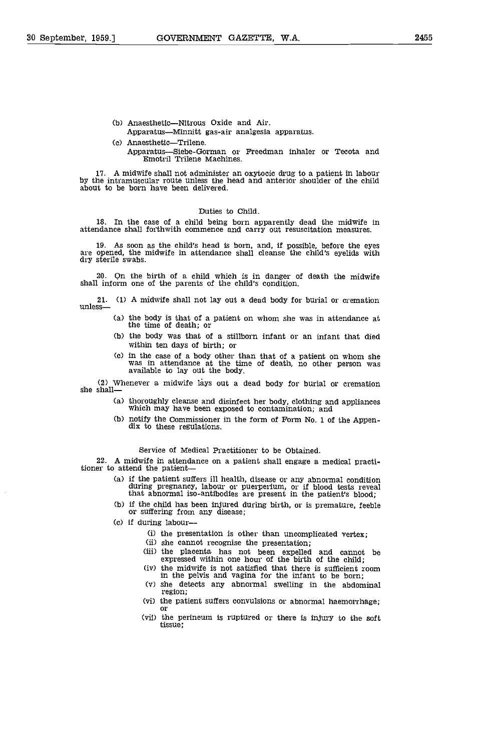(b) Anaesthetic—Nitrous Oxide and Air.
  Apparatus—Minnitt gas-air analgesia apparatus.

(c) Anaesthetic—Trilene.
  Apparatus—Siebe-Gorman or Freedman inhaler or Tecota and Emotril Trilene Machines.

17. A midwife shall not administer an oxytocic drug to a patient in labour by the intramuscular route unless the head and anterior shoulder of the child about to be born have been delivered.

### Duties to Child.

18. In the case of a child being born apparently dead the midwife in attendance shall forthwith commence and carry out resuscitation measures.

19. As soon as the child's head is born, and, if possible, before the eyes are opened, the midwife in attendance shall cleanse the child's eyelids with dry sterile swabs.

20. On the birth of a child which is in danger of death the midwife shall inform one of the parents of the child's condition.

21. (1) A midwife shall not lay out a dead body for burial or cremation unless—

(a) the body is that of a patient on whom she was in attendance at the time of death; or

(b) the body was that of a stillborn infant or an infant that died within ten days of birth; or

(c) in the case of a body other than that of a patient on whom she was in attendance at the time of death, no other person was available to lay out the body.

(2) Whenever a midwife lays out a dead body for burial or cremation she shall—

(a) thoroughly cleanse and disinfect her body, clothing and appliances which may have been exposed to contamination; and

(b) notify the Commissioner in the form of Form No. 1 of the Appendix to these regulations.

### Service of Medical Practitioner to be Obtained.

22. A midwife in attendance on a patient shall engage a medical practitioner to attend the patient—

(a) if the patient suffers ill health, disease or any abnormal condition during pregnancy, labour or puerperium, or if blood tests reveal that abnormal iso-antibodies are present in the patient's blood;

(b) if the child has been injured during birth, or is premature, feeble or suffering from any disease;

(c) if during labour—

  (i) the presentation is other than uncomplicated vertex;

  (ii) she cannot recognise the presentation;

  (iii) the placenta has not been expelled and cannot be expressed within one hour of the birth of the child;

  (iv) the midwife is not satisfied that there is sufficient room in the pelvis and vagina for the infant to be born;

  (v) she detects any abnormal swelling in the abdominal region;

  (vi) the patient suffers convulsions or abnormal haemorrhage; or

  (vii) the perineum is ruptured or there is injury to the soft tissue;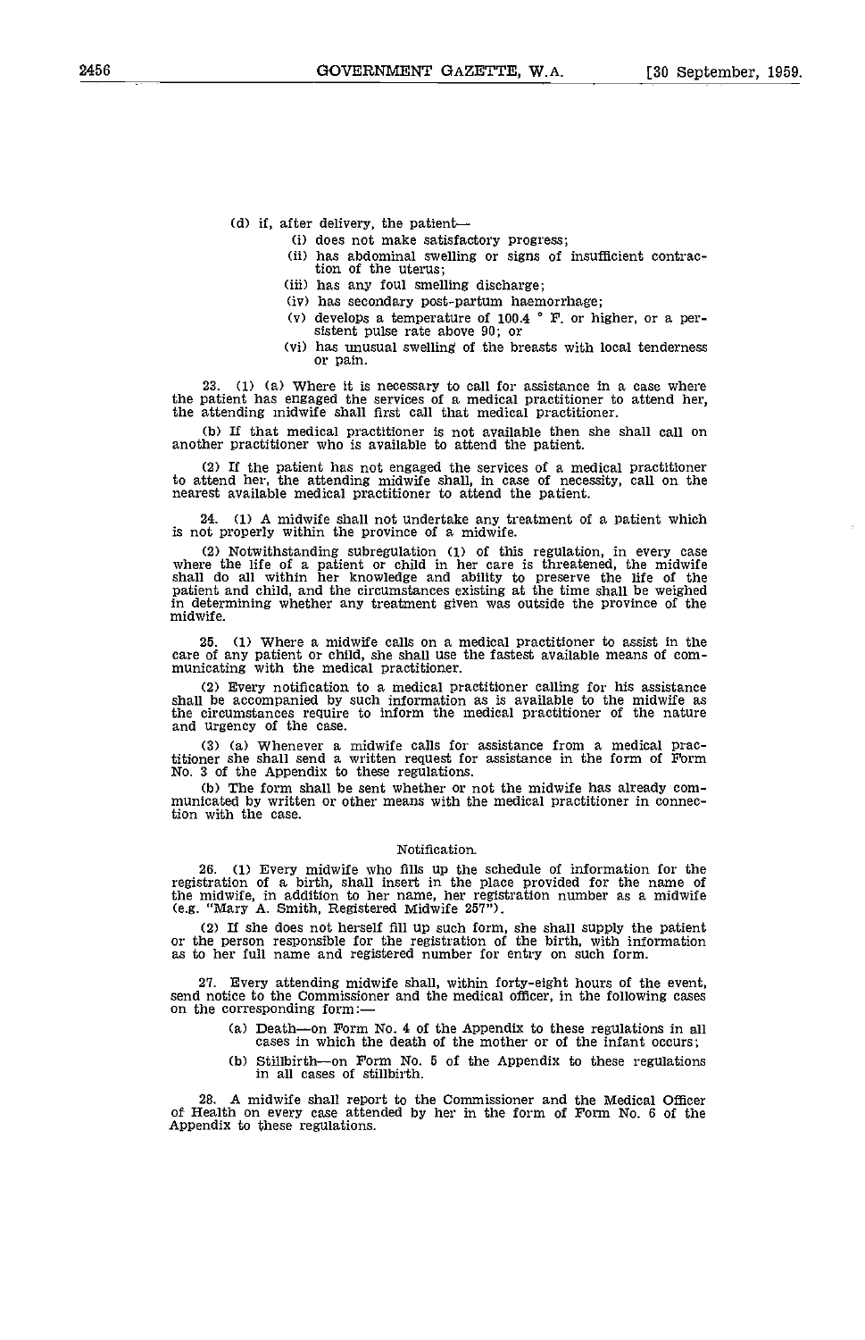(d) if, after delivery, the patient—

- (i) does not make satisfactory progress;
- (ii) has abdominal swelling or signs of insufficient contraction of the uterus;
- (iii) has any foul smelling discharge;
- (iv) has secondary post-partum haemorrhage;
- (v) develops a temperature of 100.4 ° F. or higher, or a persistent pulse rate above 90; or
- (vi) has unusual swelling of the breasts with local tenderness or pain.

23. (1) (a) Where it is necessary to call for assistance in a case where the patient has engaged the services of a medical practitioner to attend her, the attending midwife shall first call that medical practitioner.

(b) If that medical practitioner is not available then she shall call on another practitioner who is available to attend the patient.

(2) If the patient has not engaged the services of a medical practitioner to attend her, the attending midwife shall, in case of necessity, call on the nearest available medical practitioner to attend the patient.

24. (1) A midwife shall not undertake any treatment of a patient which is not properly within the province of a midwife.

(2) Notwithstanding subregulation (1) of this regulation, in every case where the life of a patient or child in her care is threatened, the midwife shall do all within her knowledge and ability to preserve the life of the patient and child, and the circumstances existing at the time shall be weighed in determining whether any treatment given was outside the province of the midwife.

25. (1) Where a midwife calls on a medical practitioner to assist in the care of any patient or child, she shall use the fastest available means of communicating with the medical practitioner.

(2) Every notification to a medical practitioner calling for his assistance shall be accompanied by such information as is available to the midwife as the circumstances require to inform the medical practitioner of the nature and urgency of the case.

(3) (a) Whenever a midwife calls for assistance from a medical practitioner she shall send a written request for assistance in the form of Form No. 3 of the Appendix to these regulations.

(b) The form shall be sent whether or not the midwife has already communicated by written or other means with the medical practitioner in connection with the case.

## Notification.

26. (1) Every midwife who fills up the schedule of information for the registration of a birth, shall insert in the place provided for the name of the midwife, in addition to her name, her registration number as a midwife (e.g. "Mary A. Smith, Registered Midwife 257").

(2) If she does not herself fill up such form, she shall supply the patient or the person responsible for the registration of the birth, with information as to her full name and registered number for entry on such form.

27. Every attending midwife shall, within forty-eight hours of the event, send notice to the Commissioner and the medical officer, in the following cases on the corresponding form:—

- (a) Death—on Form No. 4 of the Appendix to these regulations in all cases in which the death of the mother or of the infant occurs;
- (b) Stillbirth—on Form No. 5 of the Appendix to these regulations in all cases of stillbirth.

28. A midwife shall report to the Commissioner and the Medical Officer of Health on every case attended by her in the form of Form No. 6 of the Appendix to these regulations.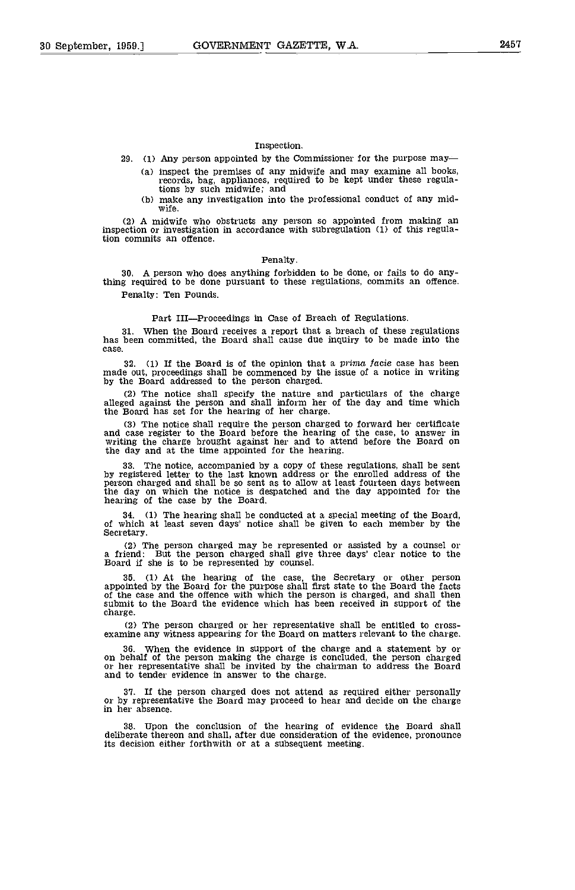### Inspection.

29. (1) Any person appointed by the Commissioner for the purpose may—

(a) inspect the premises of any midwife and may examine all books, records, bag, appliances, required to be kept under these regulations by such midwife; and

(b) make any investigation into the professional conduct of any midwife.

(2) A midwife who obstructs any person so appointed from making an inspection or investigation in accordance with subregulation (1) of this regulation commits an offence.

### Penalty.

30. A person who does anything forbidden to be done, or fails to do anything required to be done pursuant to these regulations, commits an offence.

Penalty: Ten Pounds.

## Part III—Proceedings in Case of Breach of Regulations.

31. When the Board receives a report that a breach of these regulations has been committed, the Board shall cause due inquiry to be made into the case.

32. (1) If the Board is of the opinion that a *prima facie* case has been made out, proceedings shall be commenced by the issue of a notice in writing by the Board addressed to the person charged.

(2) The notice shall specify the nature and particulars of the charge alleged against the person and shall inform her of the day and time which the Board has set for the hearing of her charge.

(3) The notice shall require the person charged to forward her certificate and case register to the Board before the hearing of the case, to answer in writing the charge brought against her and to attend before the Board on the day and at the time appointed for the hearing.

33. The notice, accompanied by a copy of these regulations, shall be sent by registered letter to the last known address or the enrolled address of the person charged and shall be so sent as to allow at least fourteen days between the day on which the notice is despatched and the day appointed for the hearing of the case by the Board.

34. (1) The hearing shall be conducted at a special meeting of the Board, of which at least seven days' notice shall be given to each member by the Secretary.

(2) The person charged may be represented or assisted by a counsel or a friend: But the person charged shall give three days' clear notice to the Board if she is to be represented by counsel.

35. (1) At the hearing of the case, the Secretary or other person appointed by the Board for the purpose shall first state to the Board the facts of the case and the offence with which the person is charged, and shall then submit to the Board the evidence which has been received in support of the charge.

(2) The person charged or her representative shall be entitled to cross-examine any witness appearing for the Board on matters relevant to the charge.

36. When the evidence in support of the charge and a statement by or on behalf of the person making the charge is concluded, the person charged or her representative shall be invited by the chairman to address the Board and to tender evidence in answer to the charge.

37. If the person charged does not attend as required either personally or by representative the Board may proceed to hear and decide on the charge in her absence.

38. Upon the conclusion of the hearing of evidence the Board shall deliberate thereon and shall, after due consideration of the evidence, pronounce its decision either forthwith or at a subsequent meeting.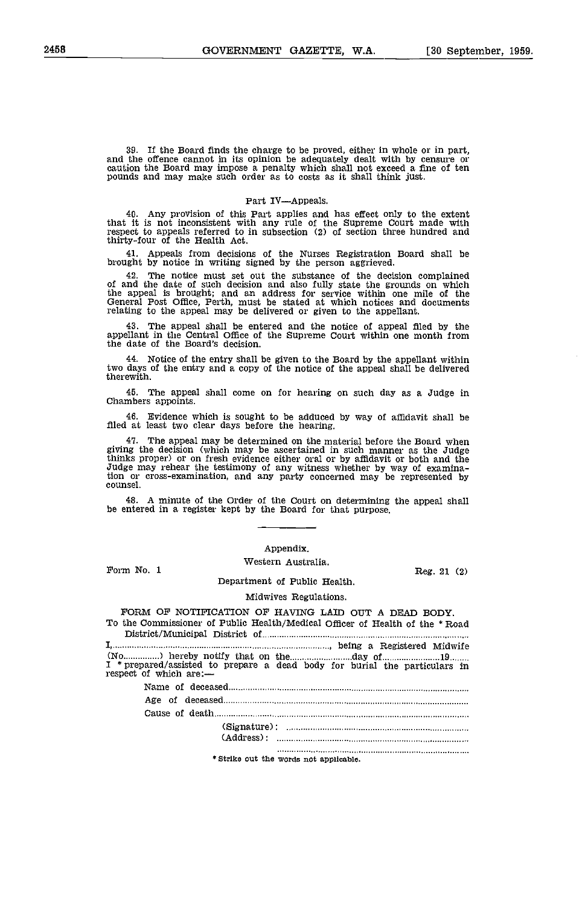39. If the Board finds the charge to be proved, either in whole or in part, and the offence cannot in its opinion be adequately dealt with by censure or caution the Board may impose a penalty which shall not exceed a fine of ten pounds and may make such order as to costs as it shall think just.

## Part IV—Appeals.

40. Any provision of this Part applies and has effect only to the extent that it is not inconsistent with any rule of the Supreme Court made with respect to appeals referred to in subsection (2) of section three hundred and thirty-four of the Health Act.

41. Appeals from decisions of the Nurses Registration Board shall be brought by notice in writing signed by the person aggrieved.

42. The notice must set out the substance of the decision complained of and the date of such decision and also fully state the grounds on which the appeal is brought; and an address for service within one mile of the General Post Office, Perth, must be stated at which notices and documents relating to the appeal may be delivered or given to the appellant.

43. The appeal shall be entered and the notice of appeal filed by the appellant in the Central Office of the Supreme Court within one month from the date of the Board's decision.

44. Notice of the entry shall be given to the Board by the appellant within two days of the entry and a copy of the notice of the appeal shall be delivered therewith.

45. The appeal shall come on for hearing on such day as a Judge in Chambers appoints.

46. Evidence which is sought to be adduced by way of affidavit shall be filed at least two clear days before the hearing.

47. The appeal may be determined on the material before the Board when giving the decision (which may be ascertained in such manner as the Judge thinks proper) or on fresh evidence either oral or by affidavit or both and the Judge may rehear the testimony of any witness whether by way of examination or cross-examination, and any party concerned may be represented by counsel.

48. A minute of the Order of the Court on determining the appeal shall be entered in a register kept by the Board for that purpose.

---

## Appendix.

Western Australia.

Form No. 1 — Reg. 21 (2)

Department of Public Health.

Midwives Regulations.

### FORM OF NOTIFICATION OF HAVING LAID OUT A DEAD BODY.

To the Commissioner of Public Health/Medical Officer of Health of the * Road District/Municipal District of....................................................

I,..............................................................., being a Registered Midwife (No..............) hereby notify that on the.......................day of.......................19........ I * prepared/assisted to prepare a dead body for burial the particulars in respect of which are:—

Name of deceased..............................................................................

Age of deceased................................................................................

Cause of death..................................................................................

(Signature): ...........................................................................

(Address): ...........................................................................

...........................................................................

\* Strike out the words not applicable.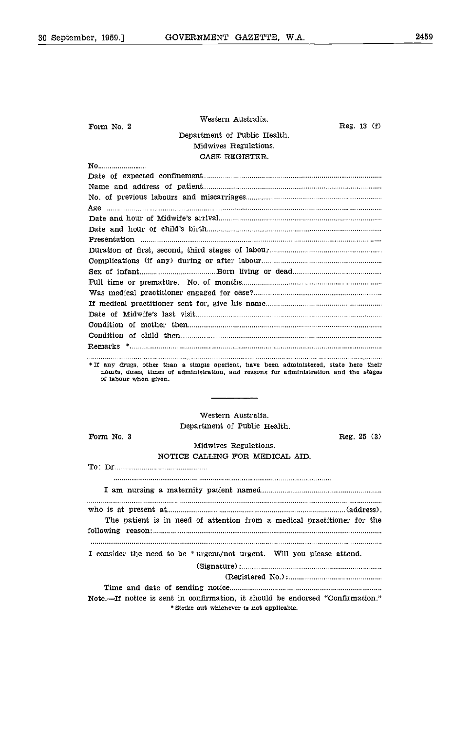Form No. 2 — Western Australia. — Reg. 13 (f)

Department of Public Health.

Midwives Regulations.

CASE REGISTER.

No..........................

Date of expected confinement..........................................................................................

Name and address of patient..........................................................................................

No. of previous labours and miscarriages..........................................................................................

Age ..........................................................................................

Date and hour of Midwife's arrival..........................................................................................

Date and hour of child's birth..........................................................................................

Presentation ..........................................................................................

Duration of first, second, third stages of labour..........................................................................................

Complications (if any) during or after labour..........................................................................................

Sex of infant..........................................Born living or dead..........................................

Full time or premature. No. of months..........................................................................................

Was medical practitioner engaged for case?..........................................................................................

If medical practitioner sent for, give his name..........................................................................................

Date of Midwife's last visit..........................................................................................

Condition of mother then..........................................................................................

Condition of child then..........................................................................................

Remarks *..........................................................................................

..........................................................................................

* If any drugs, other than a simple aperient, have been administered, state here their names, doses, times of administration, and reasons for administration and the stages of labour when given.

---

Western Australia.

Department of Public Health.

Form No. 3 — Reg. 25 (3)

Midwives Regulations.

NOTICE CALLING FOR MEDICAL AID.

To: Dr..........................................

..........................................................................................

I am nursing a maternity patient named..........................................................................................

..........................................................................................

who is at present at..........................................................................................(address).

The patient is in need of attention from a medical practitioner for the following reason:..........................................................................................

..........................................................................................

I consider the need to be * urgent/not urgent. Will you please attend.

(Signature):..........................................

(Registered No.):..........................................

Time and date of sending notice..........................................................................................

Note.—If notice is sent in confirmation, it should be endorsed "Confirmation."

* Strike out whichever is not applicable.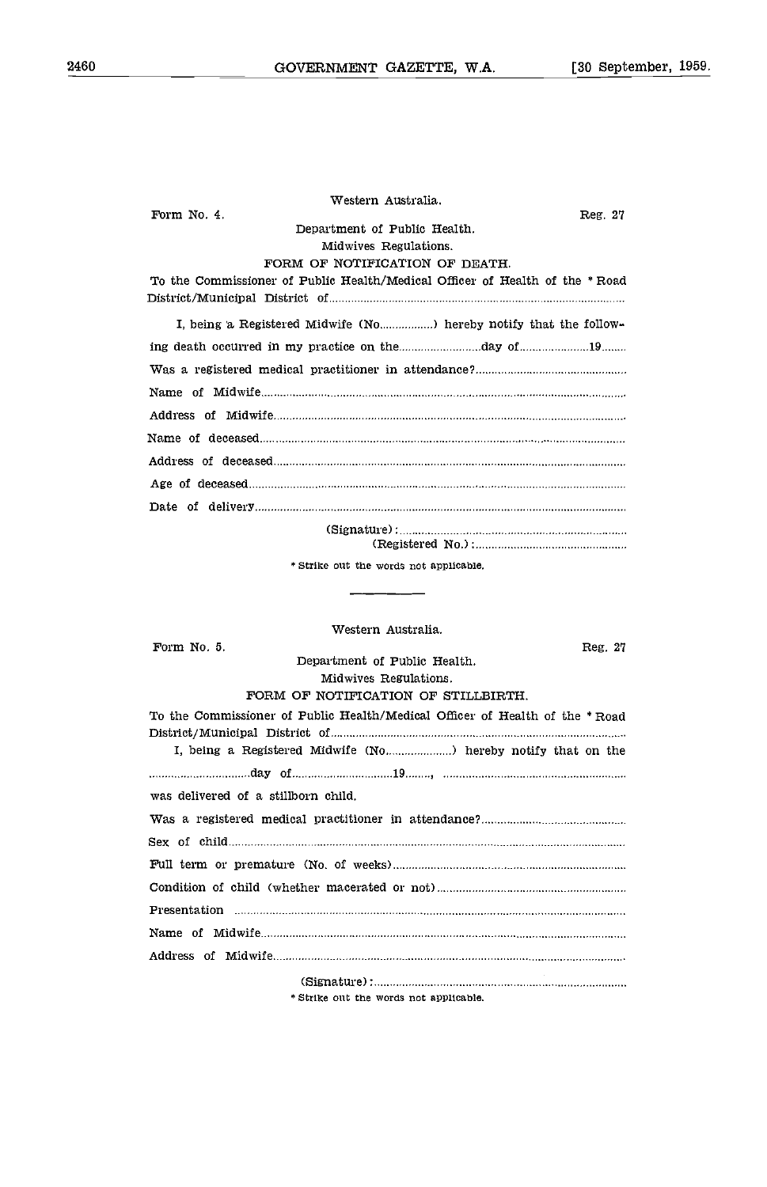Western Australia.

Form No. 4. Reg. 27

Department of Public Health.

Midwives Regulations.

FORM OF NOTIFICATION OF DEATH.

To the Commissioner of Public Health/Medical Officer of Health of the * Road District/Municipal District of..............................................................................................

I, being a Registered Midwife (No.................) hereby notify that the following death occurred in my practice on the..........................day of......................19........

Was a registered medical practitioner in attendance?...............................................

Name of Midwife........................................................................................................

Address of Midwife....................................................................................................

Name of deceased......................................................................................................

Address of deceased..................................................................................................

Age of deceased........................................................................................................

Date of delivery..........................................................................................................

(Signature):........................................................................

(Registered No.):................................................

\* Strike out the words not applicable.

---

Western Australia.

Form No. 5. Reg. 27

Department of Public Health.

Midwives Regulations.

FORM OF NOTIFICATION OF STILLBIRTH.

To the Commissioner of Public Health/Medical Officer of Health of the * Road District/Municipal District of..............................................................................................

I, being a Registered Midwife (No.....................) hereby notify that on the ................................day of................................19........, ..........................................................

was delivered of a stillborn child.

Was a registered medical practitioner in attendance?...............................................

Sex of child.................................................................................................................

Full term or premature (No. of weeks).......................................................................

Condition of child (whether macerated or not)...........................................................

Presentation ...............................................................................................................

Name of Midwife........................................................................................................

Address of Midwife....................................................................................................

(Signature):..............................................................................

\* Strike out the words not applicable.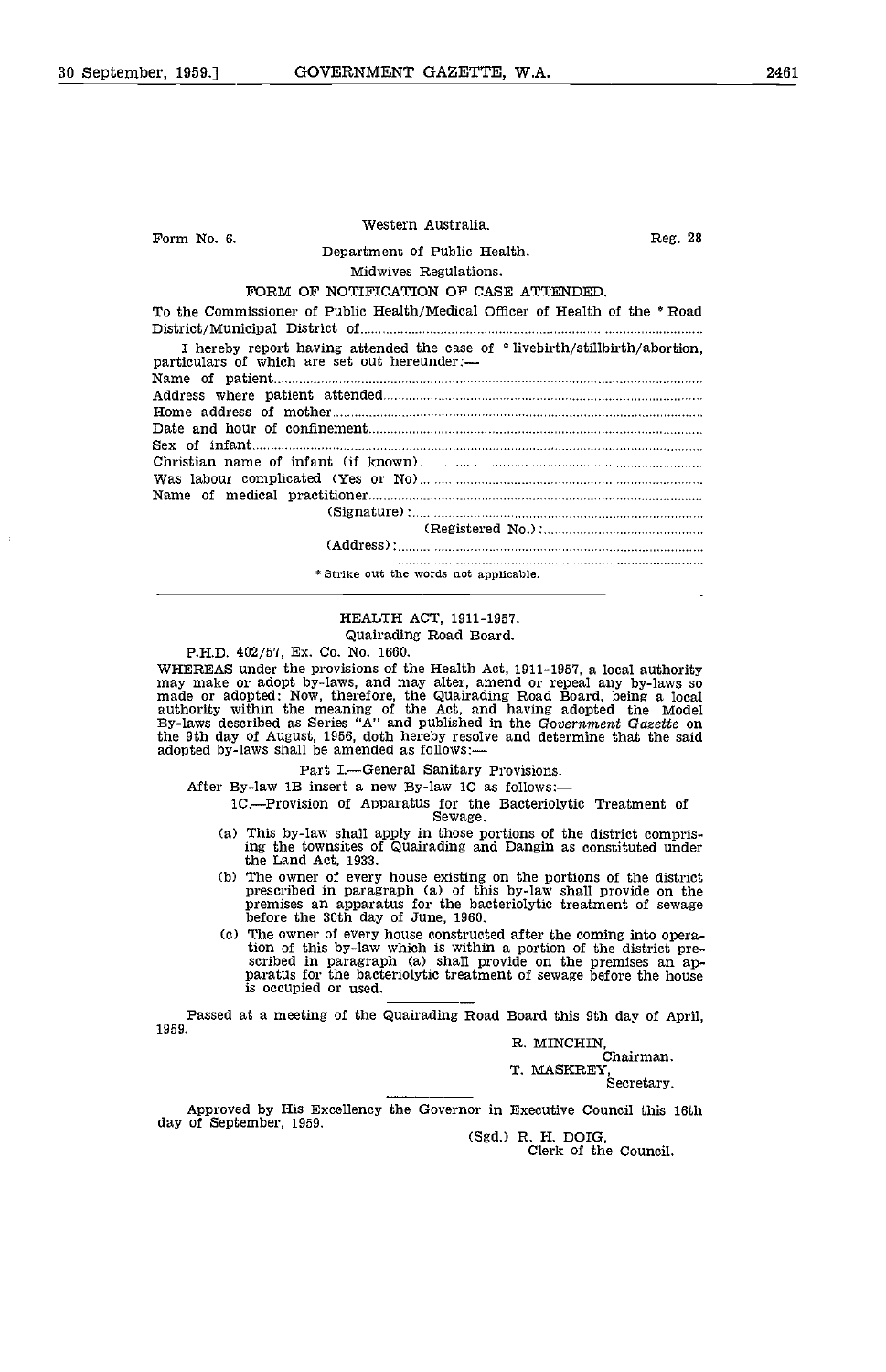Form No. 6. Western Australia. Reg. 28

Department of Public Health.

Midwives Regulations.

FORM OF NOTIFICATION OF CASE ATTENDED.

To the Commissioner of Public Health/Medical Officer of Health of the * Road District/Municipal District of..............................................................................................

I hereby report having attended the case of * livebirth/stillbirth/abortion, particulars of which are set out hereunder:—

Name of patient..............................................................................................

Address where patient attended..............................................................................................

Home address of mother..............................................................................................

Date and hour of confinement..............................................................................................

Sex of infant..............................................................................................

Christian name of infant (if known)..............................................................................................

Was labour complicated (Yes or No)..............................................................................................

Name of medical practitioner..............................................................................................

(Signature): ..............................................................................................

(Registered No.): ..............................................................................................

(Address): ..............................................................................................

..............................................................................................

* Strike out the words not applicable.

---

HEALTH ACT, 1911-1957.

Quairading Road Board.

P.H.D. 402/57, Ex. Co. No. 1660.

WHEREAS under the provisions of the Health Act, 1911-1957, a local authority may make or adopt by-laws, and may alter, amend or repeal any by-laws so made or adopted: Now, therefore, the Quairading Road Board, being a local authority within the meaning of the Act, and having adopted the Model By-laws described as Series "A" and published in the *Government Gazette* on the 9th day of August, 1956, doth hereby resolve and determine that the said adopted by-laws shall be amended as follows:—

Part I.—General Sanitary Provisions.

After By-law 1B insert a new By-law 1C as follows:—

1C.—Provision of Apparatus for the Bacteriolytic Treatment of Sewage.

(a) This by-law shall apply in those portions of the district comprising the townsites of Quairading and Dangin as constituted under the Land Act, 1933.

(b) The owner of every house existing on the portions of the district prescribed in paragraph (a) of this by-law shall provide on the premises an apparatus for the bacteriolytic treatment of sewage before the 30th day of June, 1960.

(c) The owner of every house constructed after the coming into operation of this by-law which is within a portion of the district prescribed in paragraph (a) shall provide on the premises an apparatus for the bacteriolytic treatment of sewage before the house is occupied or used.

Passed at a meeting of the Quairading Road Board this 9th day of April, 1959.

R. MINCHIN,
Chairman.

T. MASKREY,
Secretary.

Approved by His Excellency the Governor in Executive Council this 16th day of September, 1959.

(Sgd.) R. H. DOIG,
Clerk of the Council.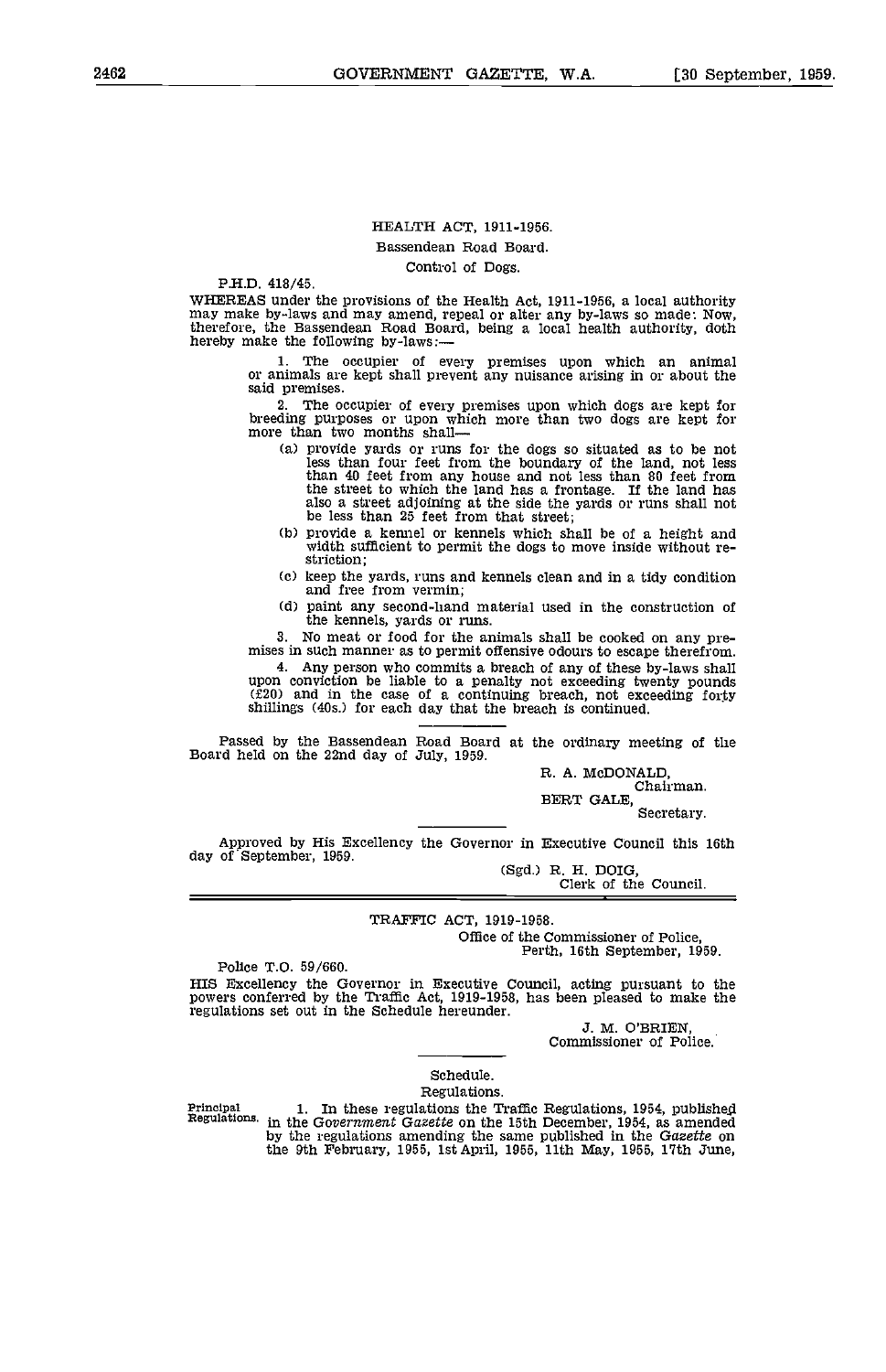HEALTH ACT, 1911-1956.

Bassendean Road Board.

Control of Dogs.

P.H.D. 418/45.

WHEREAS under the provisions of the Health Act, 1911-1956, a local authority may make by-laws and may amend, repeal or alter any by-laws so made: Now, therefore, the Bassendean Road Board, being a local health authority, doth hereby make the following by-laws:—

1. The occupier of every premises upon which an animal or animals are kept shall prevent any nuisance arising in or about the said premises.

2. The occupier of every premises upon which dogs are kept for breeding purposes or upon which more than two dogs are kept for more than two months shall—

(a) provide yards or runs for the dogs so situated as to be not less than four feet from the boundary of the land, not less than 40 feet from any house and not less than 80 feet from the street to which the land has a frontage. If the land has also a street adjoining at the side the yards or runs shall not be less than 25 feet from that street;

(b) provide a kennel or kennels which shall be of a height and width sufficient to permit the dogs to move inside without restriction;

(c) keep the yards, runs and kennels clean and in a tidy condition and free from vermin;

(d) paint any second-hand material used in the construction of the kennels, yards or runs.

3. No meat or food for the animals shall be cooked on any premises in such manner as to permit offensive odours to escape therefrom.

4. Any person who commits a breach of any of these by-laws shall upon conviction be liable to a penalty not exceeding twenty pounds (£20) and in the case of a continuing breach, not exceeding forty shillings (40s.) for each day that the breach is continued.

---

Passed by the Bassendean Road Board at the ordinary meeting of the Board held on the 22nd day of July, 1959.

R. A. McDONALD,
Chairman.

BERT GALE,
Secretary.

---

Approved by His Excellency the Governor in Executive Council this 16th day of September, 1959.

(Sgd.) R. H. DOIG,
Clerk of the Council.

---

TRAFFIC ACT, 1919-1958.

Office of the Commissioner of Police,
Perth, 16th September, 1959.

Police T.O. 59/660.

HIS Excellency the Governor in Executive Council, acting pursuant to the powers conferred by the Traffic Act, 1919-1958, has been pleased to make the regulations set out in the Schedule hereunder.

J. M. O'BRIEN,
Commissioner of Police.

---

Schedule.

Regulations.

Principal Regulations.

1. In these regulations the Traffic Regulations, 1954, published in the *Government Gazette* on the 15th December, 1954, as amended by the regulations amending the same published in the *Gazette* on the 9th February, 1955, 1st April, 1955, 11th May, 1955, 17th June,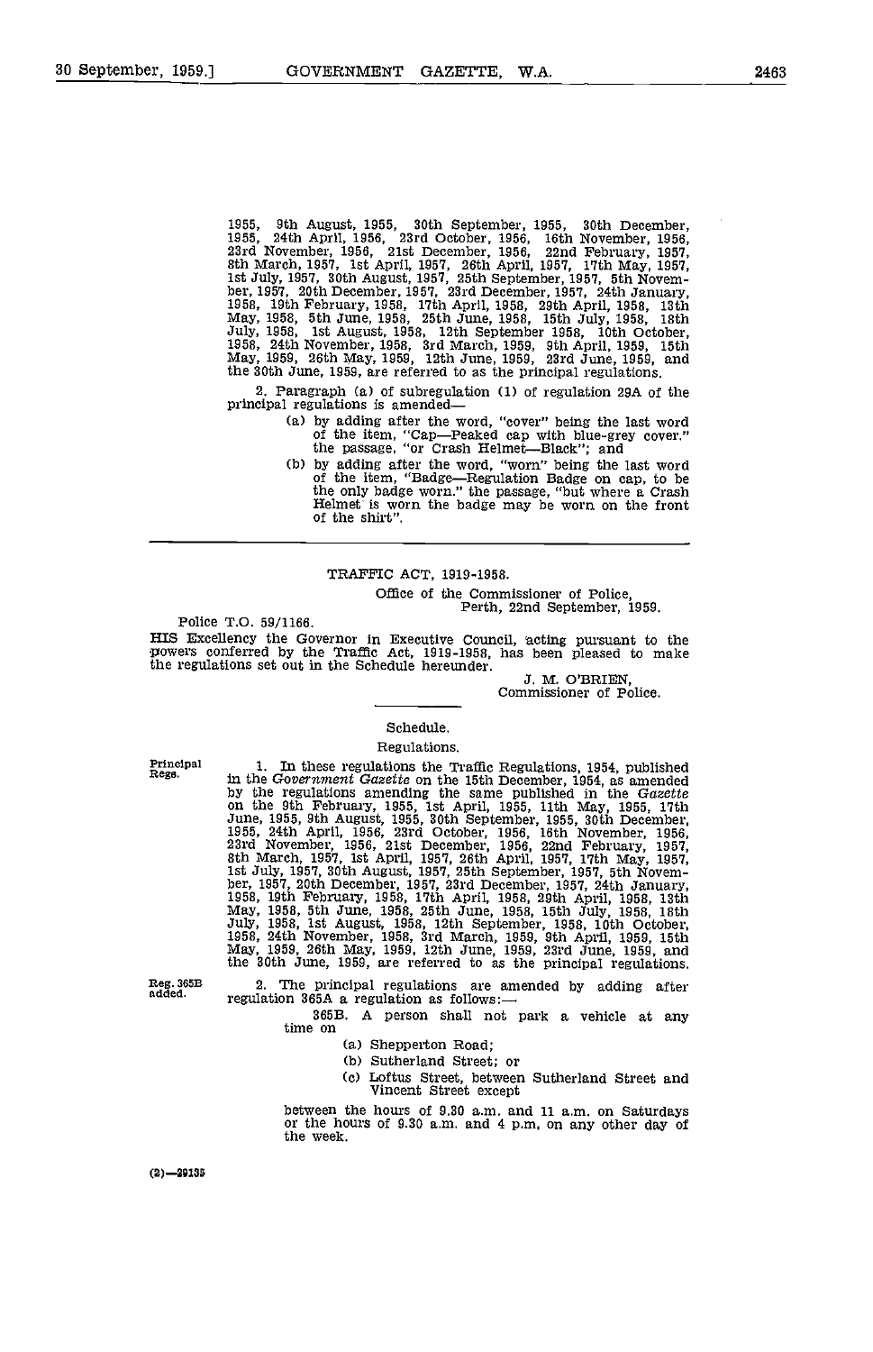1955, 9th August, 1955, 30th September, 1955, 30th December, 1955, 24th April, 1956, 23rd October, 1956, 16th November, 1956, 23rd November, 1956, 21st December, 1956, 22nd February, 1957, 8th March, 1957, 1st April, 1957, 26th April, 1957, 17th May, 1957, 1st July, 1957, 30th August, 1957, 25th September, 1957, 5th November, 1957, 20th December, 1957, 23rd December, 1957, 24th January, 1958, 19th February, 1958, 17th April, 1958, 29th April, 1958, 13th May, 1958, 5th June, 1958, 25th June, 1958, 15th July, 1958, 18th July, 1958, 1st August, 1958, 12th September 1958, 10th October, 1958, 24th November, 1958, 3rd March, 1959, 9th April, 1959, 15th May, 1959, 26th May, 1959, 12th June, 1959, 23rd June, 1959, and the 30th June, 1959, are referred to as the principal regulations.

2. Paragraph (a) of subregulation (1) of regulation 29A of the principal regulations is amended—

(a) by adding after the word, "cover" being the last word of the item, "Cap—Peaked cap with blue-grey cover." the passage, "or Crash Helmet—Black"; and

(b) by adding after the word, "worn" being the last word of the item, "Badge—Regulation Badge on cap, to be the only badge worn." the passage, "but where a Crash Helmet is worn the badge may be worn on the front of the shirt".

---

TRAFFIC ACT, 1919-1958.

Office of the Commissioner of Police,
Perth, 22nd September, 1959.

Police T.O. 59/1166.

HIS Excellency the Governor in Executive Council, acting pursuant to the powers conferred by the Traffic Act, 1919-1958, has been pleased to make the regulations set out in the Schedule hereunder.

J. M. O'BRIEN,
Commissioner of Police.

---

Schedule.

Regulations.

Principal Regs.

1. In these regulations the Traffic Regulations, 1954, published in the *Government Gazette* on the 15th December, 1954, as amended by the regulations amending the same published in the *Gazette* on the 9th February, 1955, 1st April, 1955, 11th May, 1955, 17th June, 1955, 9th August, 1955, 30th September, 1955, 30th December, 1955, 24th April, 1956, 23rd October, 1956, 16th November, 1956, 23rd November, 1956, 21st December, 1956, 22nd February, 1957, 8th March, 1957, 1st April, 1957, 26th April, 1957, 17th May, 1957, 1st July, 1957, 30th August, 1957, 25th September, 1957, 5th November, 1957, 20th December, 1957, 23rd December, 1957, 24th January, 1958, 19th February, 1958, 17th April, 1958, 29th April, 1958, 13th May, 1958, 5th June, 1958, 25th June, 1958, 15th July, 1958, 18th July, 1958, 1st August, 1958, 12th September, 1958, 10th October, 1958, 24th November, 1958, 3rd March, 1959, 9th April, 1959, 15th May, 1959, 26th May, 1959, 12th June, 1959, 23rd June, 1959, and the 30th June, 1959, are referred to as the principal regulations.

Reg. 365B added.

2. The principal regulations are amended by adding after regulation 365A a regulation as follows:—

365B. A person shall not park a vehicle at any time on

(a) Shepperton Road;
(b) Sutherland Street; or
(c) Loftus Street, between Sutherland Street and Vincent Street except

between the hours of 9.30 a.m. and 11 a.m. on Saturdays or the hours of 9.30 a.m. and 4 p.m. on any other day of the week.

(2)—29135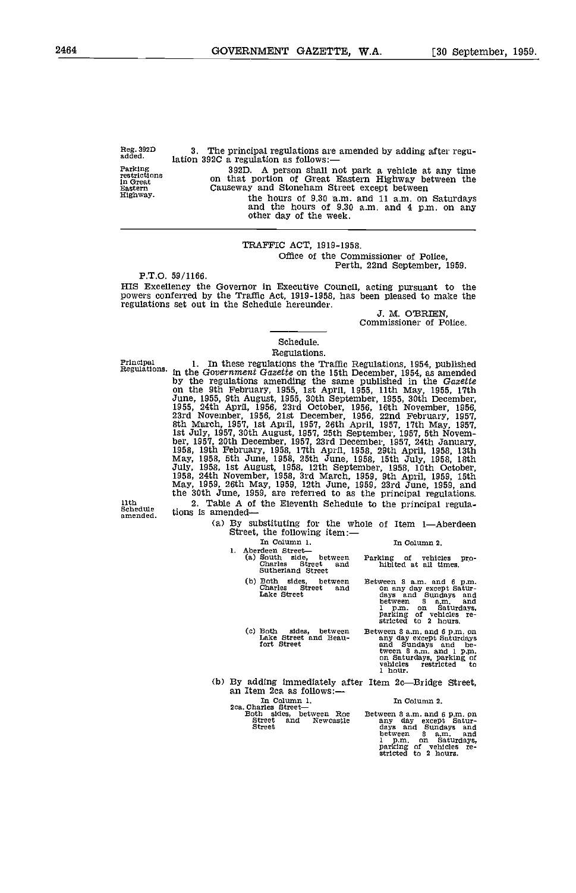Reg. 392D added.

3. The principal regulations are amended by adding after regulation 392C a regulation as follows:—

Parking restrictions in Great Eastern Highway.

392D. A person shall not park a vehicle at any time on that portion of Great Eastern Highway between the Causeway and Stoneham Street except between the hours of 9.30 a.m. and 11 a.m. on Saturdays and the hours of 9.30 a.m. and 4 p.m. on any other day of the week.

---

TRAFFIC ACT, 1919-1958.

Office of the Commissioner of Police,
Perth, 22nd September, 1959.

P.T.O. 59/1166.

HIS Excellency the Governor in Executive Council, acting pursuant to the powers conferred by the Traffic Act, 1919-1958, has been pleased to make the regulations set out in the Schedule hereunder.

J. M. O'BRIEN,
Commissioner of Police.

---

Schedule.

Regulations.

Principal Regulations.

1. In these regulations the Traffic Regulations, 1954, published in the *Government Gazette* on the 15th December, 1954, as amended by the regulations amending the same published in the *Gazette* on the 9th February, 1955, 1st April, 1955, 11th May, 1955, 17th June, 1955, 9th August, 1955, 30th September, 1955, 30th December, 1955, 24th April, 1956, 23rd October, 1956, 16th November, 1956, 23rd November, 1956, 21st December, 1956, 22nd February, 1957, 8th March, 1957, 1st April, 1957, 26th April, 1957, 17th May, 1957, 1st July, 1957, 30th August, 1957, 25th September, 1957, 5th November, 1957, 20th December, 1957, 23rd December, 1957, 24th January, 1958, 19th February, 1958, 17th April, 1958, 29th April, 1958, 13th May, 1958, 5th June, 1958, 25th June, 1958, 15th July, 1958, 18th July, 1958, 1st August, 1958, 12th September, 1958, 10th October, 1958, 24th November, 1958, 3rd March, 1959, 9th April, 1959, 15th May, 1959, 26th May, 1959, 12th June, 1959, 23rd June, 1959, and the 30th June, 1959, are referred to as the principal regulations.

11th Schedule amended.

2. Table A of the Eleventh Schedule to the principal regulations is amended—

(a) By substituting for the whole of Item 1—Aberdeen Street, the following item:—

| In Column 1. | In Column 2. |
|---|---|
| 1. Aberdeen Street— | |
| (a) South side, between Charles Street and Sutherland Street | Parking of vehicles prohibited at all times. |
| (b) Both sides, between Charles Street and Lake Street | Between 8 a.m. and 6 p.m. on any day except Saturdays and Sundays and between 8 a.m. and 1 p.m. on Saturdays, parking of vehicles restricted to 2 hours. |
| (c) Both sides, between Lake Street and Beaufort Street | Between 8 a.m. and 6 p.m. on any day except Saturdays and Sundays and between 8 a.m. and 1 p.m. on Saturdays, parking of vehicles restricted to 1 hour. |

(b) By adding immediately after Item 2c—Bridge Street, an Item 2ca as follows:—

| In Column 1. | In Column 2. |
|---|---|
| 2ca. Charles Street— Both sides, between Roe Street and Newcastle Street | Between 8 a.m. and 6 p.m. on any day except Saturdays and Sundays and between 8 a.m. and 1 p.m. on Saturdays, parking of vehicles restricted to 2 hours. |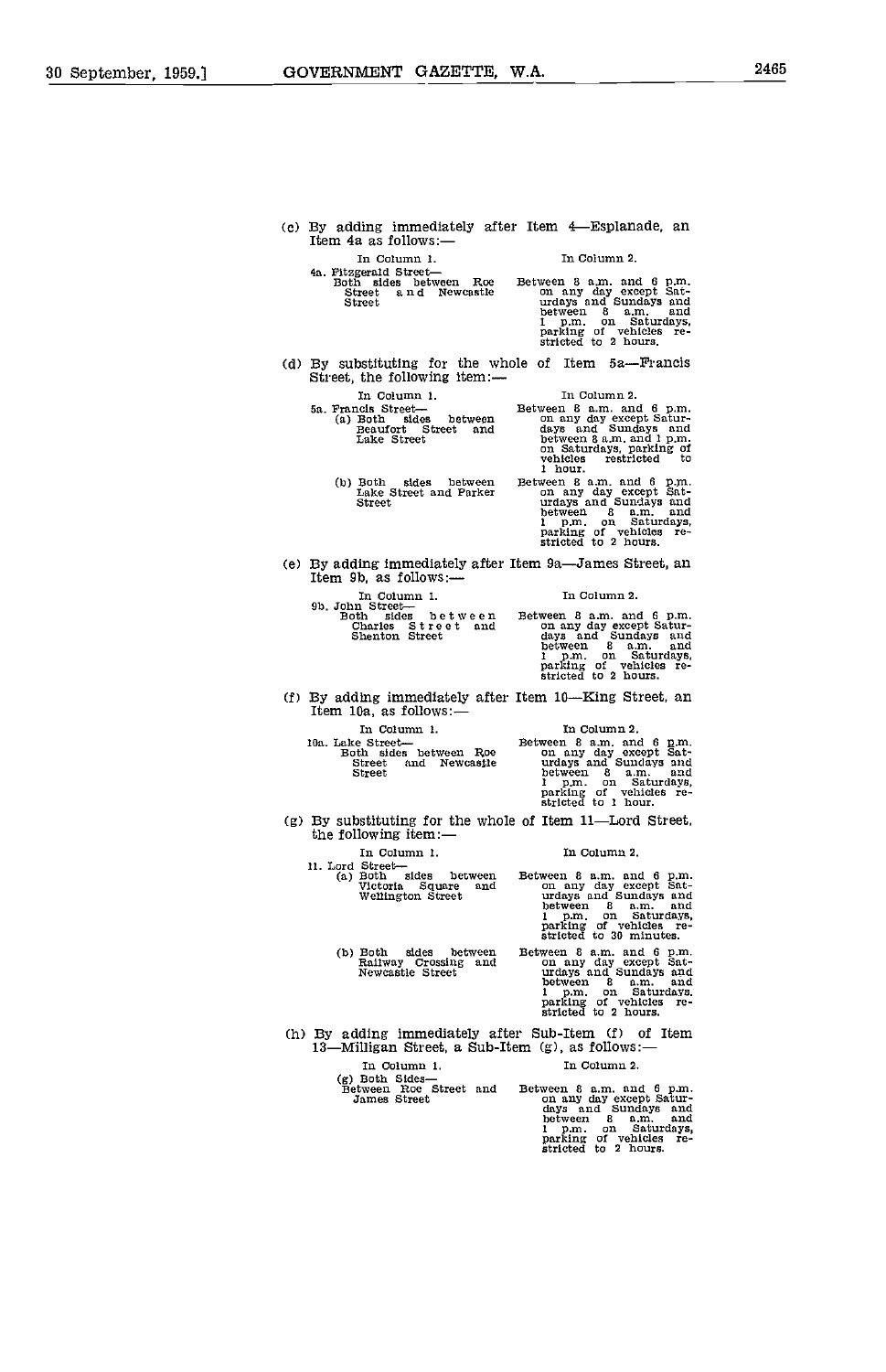(c) By adding immediately after Item 4—Esplanade, an Item 4a as follows:—

| In Column 1. | In Column 2. |
|---|---|
| 4a. Fitzgerald Street—<br>Both sides between Roe Street and Newcastle Street | Between 8 a.m. and 6 p.m. on any day except Saturdays and Sundays and between 8 a.m. and 1 p.m. on Saturdays, parking of vehicles restricted to 2 hours. |

(d) By substituting for the whole of Item 5a—Francis Street, the following item:—

| In Column 1. | In Column 2. |
|---|---|
| 5a. Francis Street—<br>(a) Both sides between Beaufort Street and Lake Street | Between 8 a.m. and 6 p.m. on any day except Saturdays and Sundays and between 8 a.m. and 1 p.m. on Saturdays, parking of vehicles restricted to 1 hour. |
| (b) Both sides between Lake Street and Parker Street | Between 8 a.m. and 6 p.m. on any day except Saturdays and Sundays and between 8 a.m. and 1 p.m. on Saturdays, parking of vehicles restricted to 2 hours. |

(e) By adding immediately after Item 9a—James Street, an Item 9b, as follows:—

| In Column 1. | In Column 2. |
|---|---|
| 9b. John Street—<br>Both sides between Charles Street and Shenton Street | Between 8 a.m. and 6 p.m. on any day except Saturdays and Sundays and between 8 a.m. and 1 p.m. on Saturdays, parking of vehicles restricted to 2 hours. |

(f) By adding immediately after Item 10—King Street, an Item 10a, as follows:—

| In Column 1. | In Column 2. |
|---|---|
| 10a. Lake Street—<br>Both sides between Roe Street and Newcastle Street | Between 8 a.m. and 6 p.m. on any day except Saturdays and Sundays and between 8 a.m. and 1 p.m. on Saturdays, parking of vehicles restricted to 1 hour. |

(g) By substituting for the whole of Item 11—Lord Street, the following item:—

| In Column 1. | In Column 2. |
|---|---|
| 11. Lord Street—<br>(a) Both sides between Victoria Square and Wellington Street | Between 8 a.m. and 6 p.m. on any day except Saturdays and Sundays and between 8 a.m. and 1 p.m. on Saturdays, parking of vehicles restricted to 30 minutes. |
| (b) Both sides between Railway Crossing and Newcastle Street | Between 8 a.m. and 6 p.m. on any day except Saturdays and Sundays and between 8 a.m. and 1 p.m. on Saturdays. parking of vehicles restricted to 2 hours. |

(h) By adding immediately after Sub-Item (f) of Item 13—Milligan Street, a Sub-Item (g), as follows:—

| In Column 1. | In Column 2. |
|---|---|
| (g) Both Sides—<br>Between Roe Street and James Street | Between 8 a.m. and 6 p.m. on any day except Saturdays and Sundays and between 8 a.m. and 1 p.m. on Saturdays, parking of vehicles restricted to 2 hours. |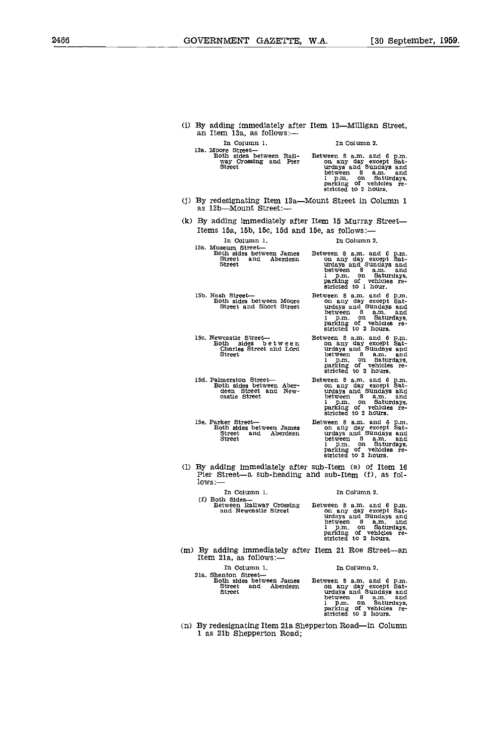(i) By adding immediately after Item 13—Milligan Street, an Item 13a, as follows:—

| In Column 1. | In Column 2. |
|---|---|
| 13a. Moore Street—<br>Both sides between Railway Crossing and Pier Street | Between 8 a.m. and 6 p.m. on any day except Saturdays and Sundays and between 8 a.m. and 1 p.m. on Saturdays, parking of vehicles restricted to 2 hours. |

(j) By redesignating Item 13a—Mount Street in Column 1 as 13b—Mount Street:—

(k) By adding immediately after Item 15 Murray Street—Items 15a, 15b, 15c, 15d and 15e, as follows:—

| In Column 1. | In Column 2. |
|---|---|
| 15a. Museum Street—<br>Both sides between James Street and Aberdeen Street | Between 8 a.m. and 6 p.m. on any day except Saturdays and Sundays and between 8 a.m. and 1 p.m. on Saturdays, parking of vehicles restricted to 1 hour. |
| 15b. Nash Street—<br>Both sides between Moore Street and Short Street | Between 8 a.m. and 6 p.m. on any day except Saturdays and Sundays and between 8 a.m. and 1 p.m. on Saturdays, parking of vehicles restricted to 2 hours. |
| 15c. Newcastle Street—<br>Both sides between Charles Street and Lord Street | Between 8 a.m. and 6 p.m. on any day except Saturdays and Sundays and between 8 a.m. and 1 p.m. on Saturdays, parking of vehicles restricted to 2 hours. |
| 15d. Palmerston Street—<br>Both sides between Aberdeen Street and Newcastle Street | Between 8 a.m. and 6 p.m. on any day except Saturdays and Sundays and between 8 a.m. and 1 p.m. on Saturdays, parking of vehicles restricted to 2 hours. |
| 15e. Parker Street—<br>Both sides between James Street and Aberdeen Street | Between 8 a.m. and 6 p.m. on any day except Saturdays and Sundays and between 8 a.m. and 1 p.m. on Saturdays, parking of vehicles restricted to 2 hours. |

(l) By adding immediately after sub-Item (e) of Item 16 Pier Street—a sub-heading and sub-Item (f), as follows:—

| In Column 1. | In Column 2. |
|---|---|
| (f) Both Sides—<br>Between Railway Crossing and Newcastle Street | Between 8 a.m. and 6 p.m. on any day except Saturdays and Sundays and between 8 a.m. and 1 p.m. on Saturdays, parking of vehicles restricted to 2 hours. |

(m) By adding immediately after Item 21 Roe Street—an Item 21a, as follows:—

| In Column 1. | In Column 2. |
|---|---|
| 21a. Shenton Street—<br>Both sides between James Street and Aberdeen Street | Between 8 a.m. and 6 p.m. on any day except Saturdays and Sundays and between 8 a.m. and 1 p.m. on Saturdays, parking of vehicles restricted to 2 hours. |

(n) By redesignating Item 21a Shepperton Road—in Column 1 as 21b Shepperton Road;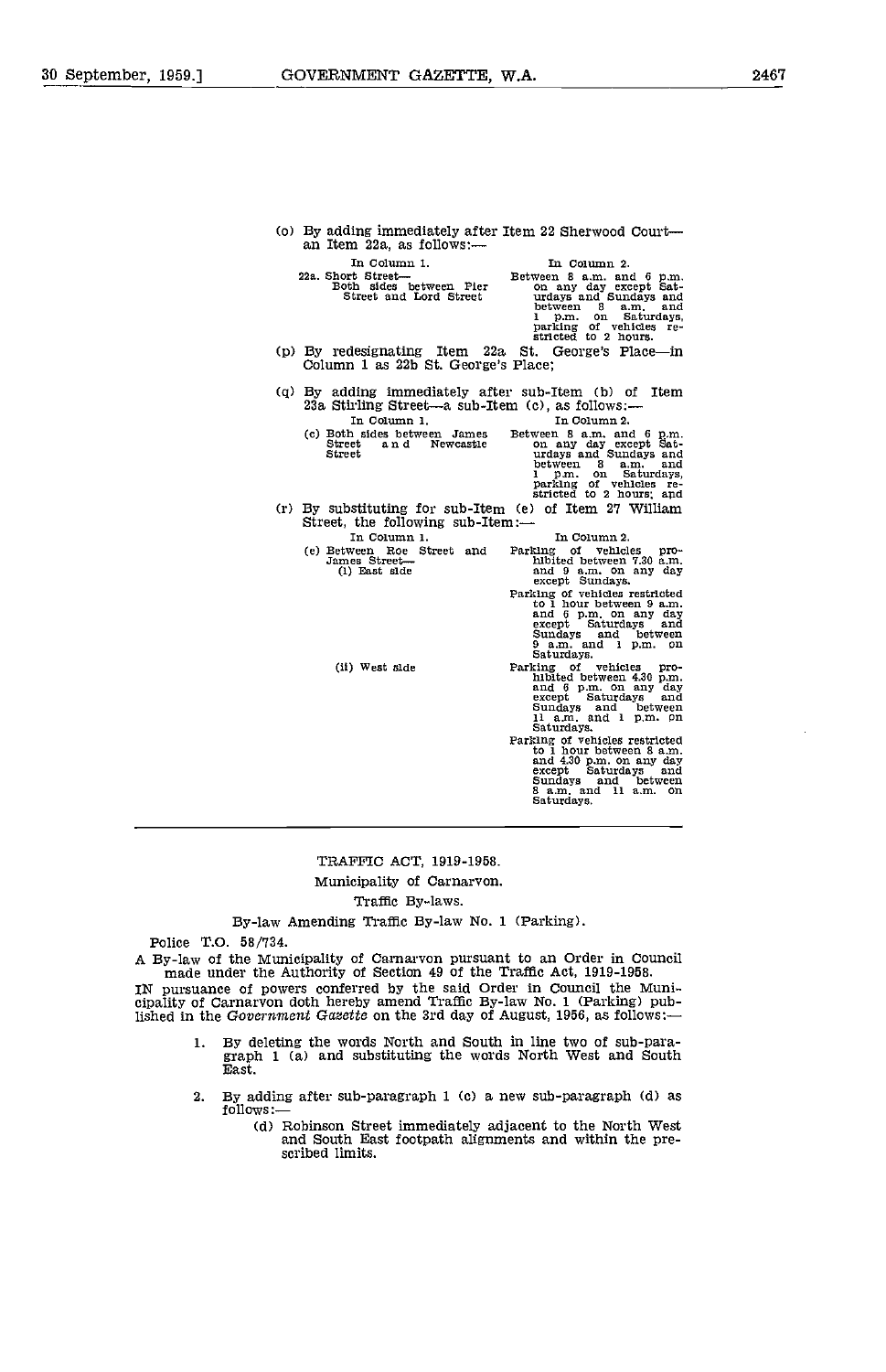(o) By adding immediately after Item 22 Sherwood Court—an Item 22a, as follows:—

| In Column 1. | In Column 2. |
|---|---|
| 22a. Short Street—<br>Both sides between Pier Street and Lord Street | Between 8 a.m. and 6 p.m. on any day except Saturdays and Sundays and between 8 a.m. and 1 p.m. on Saturdays, parking of vehicles restricted to 2 hours. |

(p) By redesignating Item 22a St. George's Place—in Column 1 as 22b St. George's Place;

(q) By adding immediately after sub-Item (b) of Item 23a Stirling Street—a sub-Item (c), as follows:—

| In Column 1. | In Column 2. |
|---|---|
| (c) Both sides between James Street and Newcastle Street | Between 8 a.m. and 6 p.m. on any day except Saturdays and Sundays and between 8 a.m. and 1 p.m. on Saturdays, parking of vehicles restricted to 2 hours; and |

(r) By substituting for sub-Item (e) of Item 27 William Street, the following sub-Item:—

| In Column 1. | In Column 2. |
|---|---|
| (e) Between Roe Street and James Street—<br>(i) East side | Parking of vehicles prohibited between 7.30 a.m. and 9 a.m. on any day except Sundays.<br>Parking of vehicles restricted to 1 hour between 9 a.m. and 6 p.m. on any day except Saturdays and Sundays and between 9 a.m. and 1 p.m. on Saturdays. |
| (ii) West side | Parking of vehicles prohibited between 4.30 p.m. and 6 p.m. on any day except Saturdays and Sundays and between 11 a.m. and 1 p.m. on Saturdays.<br>Parking of vehicles restricted to 1 hour between 8 a.m. and 4.30 p.m. on any day except Saturdays and Sundays and between 8 a.m. and 11 a.m. on Saturdays. |

---

TRAFFIC ACT, 1919-1958.

Municipality of Carnarvon.

Traffic By-laws.

By-law Amending Traffic By-law No. 1 (Parking).

Police T.O. 58/734.

A By-law of the Municipality of Carnarvon pursuant to an Order in Council made under the Authority of Section 49 of the Traffic Act, 1919-1958.

IN pursuance of powers conferred by the said Order in Council the Municipality of Carnarvon doth hereby amend Traffic By-law No. 1 (Parking) published in the *Government Gazette* on the 3rd day of August, 1956, as follows:—

1. By deleting the words North and South in line two of sub-paragraph 1 (a) and substituting the words North West and South East.

2. By adding after sub-paragraph 1 (c) a new sub-paragraph (d) as follows:—

   (d) Robinson Street immediately adjacent to the North West and South East footpath alignments and within the prescribed limits.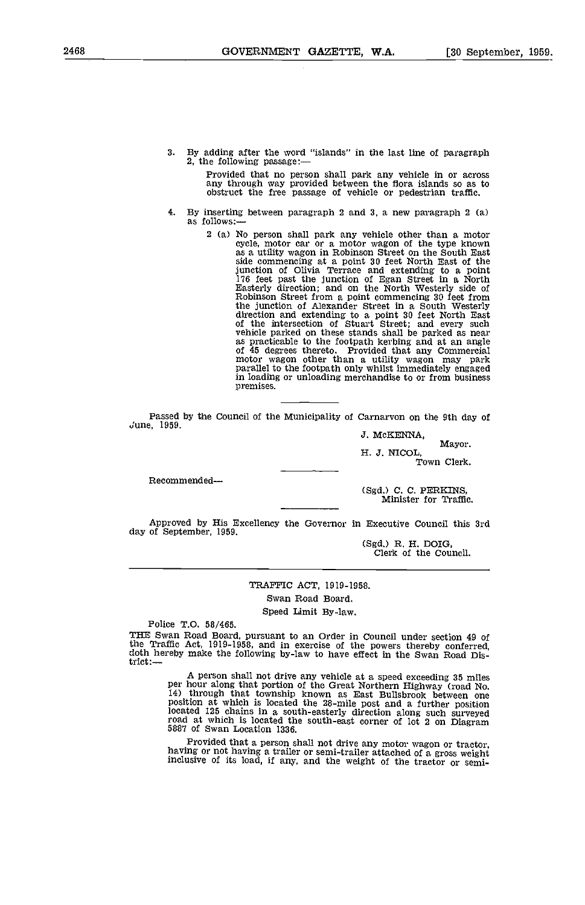3. By adding after the word "islands" in the last line of paragraph 2, the following passage:—

   Provided that no person shall park any vehicle in or across any through way provided between the flora islands so as to obstruct the free passage of vehicle or pedestrian traffic.

4. By inserting between paragraph 2 and 3, a new paragraph 2 (a) as follows:—

   2 (a) No person shall park any vehicle other than a motor cycle, motor car or a motor wagon of the type known as a utility wagon in Robinson Street on the South East side commencing at a point 30 feet North East of the junction of Olivia Terrace and extending to a point 176 feet past the junction of Egan Street in a North Easterly direction; and on the North Westerly side of Robinson Street from a point commencing 30 feet from the junction of Alexander Street in a South Westerly direction and extending to a point 30 feet North East of the intersection of Stuart Street; and every such vehicle parked on these stands shall be parked as near as practicable to the footpath kerbing and at an angle of 45 degrees thereto. Provided that any Commercial motor wagon other than a utility wagon may park parallel to the footpath only whilst immediately engaged in loading or unloading merchandise to or from business premises.

---

Passed by the Council of the Municipality of Carnarvon on the 9th day of June, 1959.

J. McKENNA,
Mayor.

H. J. NICOL,
Town Clerk.

---

Recommended—

(Sgd.) C. C. PERKINS,
Minister for Traffic.

---

Approved by His Excellency the Governor in Executive Council this 3rd day of September, 1959.

(Sgd.) R. H. DOIG,
Clerk of the Council.

---

TRAFFIC ACT, 1919-1958.

Swan Road Board.

Speed Limit By-law.

Police T.O. 58/465.

THE Swan Road Board, pursuant to an Order in Council under section 49 of the Traffic Act, 1919-1958, and in exercise of the powers thereby conferred, doth hereby make the following by-law to have effect in the Swan Road District:—

A person shall not drive any vehicle at a speed exceeding 35 miles per hour along that portion of the Great Northern Highway (road No. 14) through that township known as East Bullsbrook between one position at which is located the 28-mile post and a further position located 125 chains in a south-easterly direction along such surveyed road at which is located the south-east corner of lot 2 on Diagram 5887 of Swan Location 1336.

Provided that a person shall not drive any motor wagon or tractor, having or not having a trailer or semi-trailer attached of a gross weight inclusive of its load, if any, and the weight of the tractor or semi-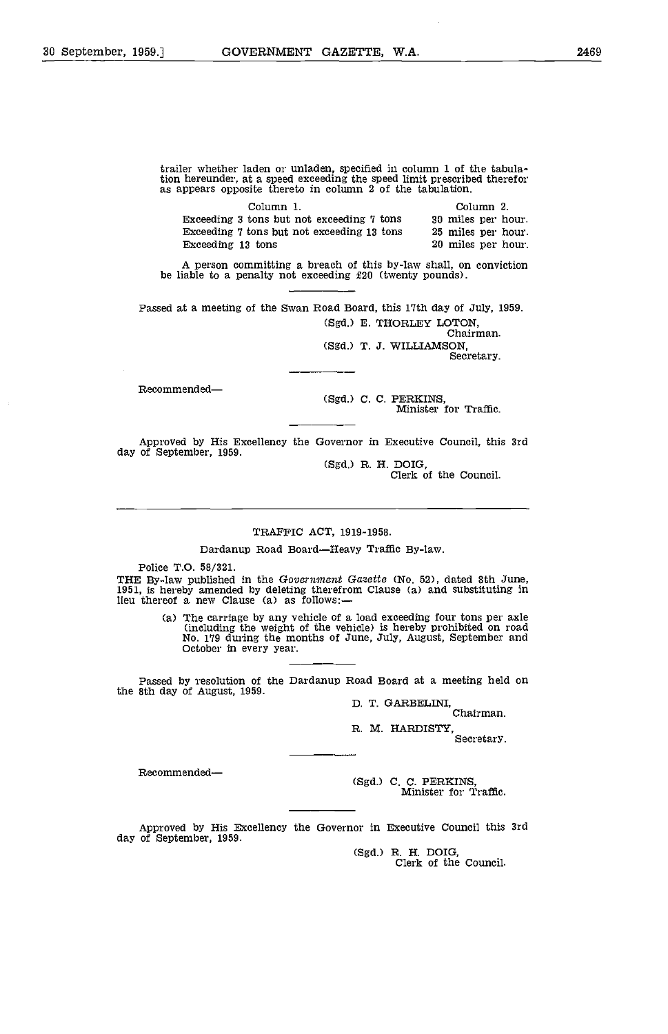trailer whether laden or unladen, specified in column 1 of the tabulation hereunder, at a speed exceeding the speed limit prescribed therefor as appears opposite thereto in column 2 of the tabulation.

| Column 1. | Column 2. |
|---|---|
| Exceeding 3 tons but not exceeding 7 tons | 30 miles per hour. |
| Exceeding 7 tons but not exceeding 13 tons | 25 miles per hour. |
| Exceeding 13 tons | 20 miles per hour. |

A person committing a breach of this by-law shall, on conviction be liable to a penalty not exceeding £20 (twenty pounds).

---

Passed at a meeting of the Swan Road Board, this 17th day of July, 1959.

(Sgd.) E. THORLEY LOTON,
Chairman.

(Sgd.) T. J. WILLIAMSON,
Secretary.

---

Recommended—

(Sgd.) C. C. PERKINS,
Minister for Traffic.

---

Approved by His Excellency the Governor in Executive Council, this 3rd day of September, 1959.

(Sgd.) R. H. DOIG,
Clerk of the Council.

---

## TRAFFIC ACT, 1919-1958.

### Dardanup Road Board—Heavy Traffic By-law.

Police T.O. 58/321.

THE By-law published in the *Government Gazette* (No. 52), dated 8th June, 1951, is hereby amended by deleting therefrom Clause (a) and substituting in lieu thereof a new Clause (a) as follows:—

(a) The carriage by any vehicle of a load exceeding four tons per axle (including the weight of the vehicle) is hereby prohibited on road No. 179 during the months of June, July, August, September and October in every year.

---

Passed by resolution of the Dardanup Road Board at a meeting held on the 8th day of August, 1959.

D. T. GARBELINI,
Chairman.

R. M. HARDISTY,
Secretary.

---

Recommended—

(Sgd.) C. C. PERKINS,
Minister for Traffic.

---

Approved by His Excellency the Governor in Executive Council this 3rd day of September, 1959.

(Sgd.) R. H. DOIG,
Clerk of the Council.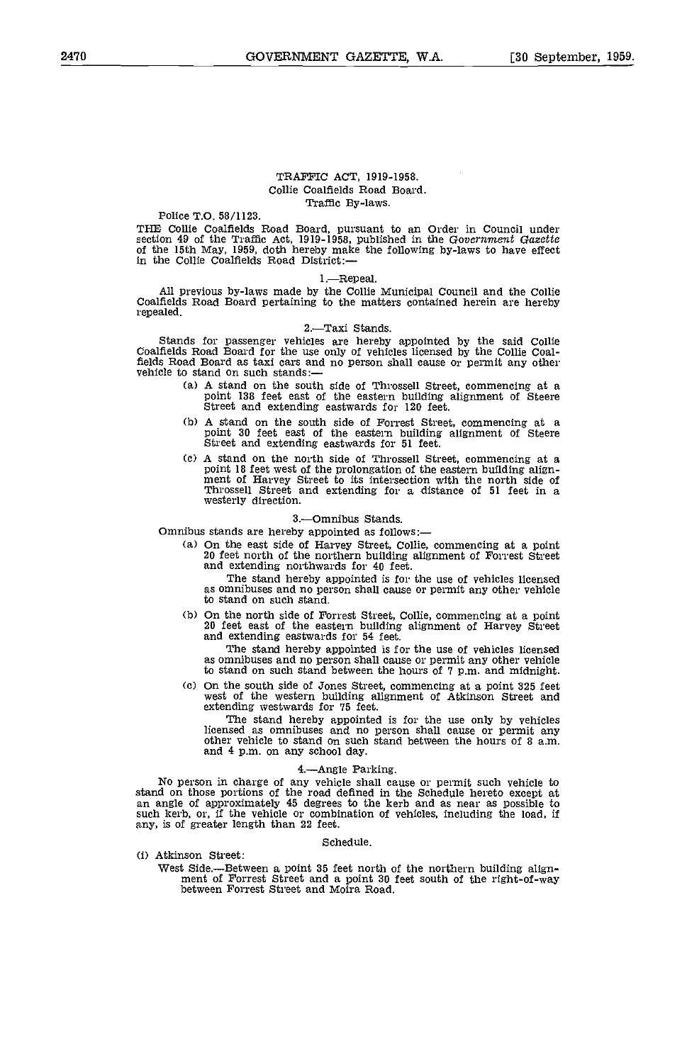TRAFFIC ACT, 1919-1958.

Collie Coalfields Road Board.

Traffic By-laws.

Police T.O. 58/1123.

THE Collie Coalfields Road Board, pursuant to an Order in Council under section 49 of the Traffic Act, 1919-1958, published in the *Government Gazette* of the 15th May, 1959, doth hereby make the following by-laws to have effect in the Collie Coalfields Road District:—

1.—Repeal.

All previous by-laws made by the Collie Municipal Council and the Collie Coalfields Road Board pertaining to the matters contained herein are hereby repealed.

2.—Taxi Stands.

Stands for passenger vehicles are hereby appointed by the said Collie Coalfields Road Board for the use only of vehicles licensed by the Collie Coalfields Road Board as taxi cars and no person shall cause or permit any other vehicle to stand on such stands:—

(a) A stand on the south side of Throssell Street, commencing at a point 138 feet east of the eastern building alignment of Steere Street and extending eastwards for 120 feet.

(b) A stand on the south side of Forrest Street, commencing at a point 30 feet east of the eastern building alignment of Steere Street and extending eastwards for 51 feet.

(c) A stand on the north side of Throssell Street, commencing at a point 18 feet west of the prolongation of the eastern building alignment of Harvey Street to its intersection with the north side of Throssell Street and extending for a distance of 51 feet in a westerly direction.

3.—Omnibus Stands.

Omnibus stands are hereby appointed as follows:—

(a) On the east side of Harvey Street, Collie, commencing at a point 20 feet north of the northern building alignment of Forrest Street and extending northwards for 40 feet.

The stand hereby appointed is for the use of vehicles licensed as omnibuses and no person shall cause or permit any other vehicle to stand on such stand.

(b) On the north side of Forrest Street, Collie, commencing at a point 20 feet east of the eastern building alignment of Harvey Street and extending eastwards for 54 feet.

The stand hereby appointed is for the use of vehicles licensed as omnibuses and no person shall cause or permit any other vehicle to stand on such stand between the hours of 7 p.m. and midnight.

(c) On the south side of Jones Street, commencing at a point 325 feet west of the western building alignment of Atkinson Street and extending westwards for 75 feet.

The stand hereby appointed is for the use only by vehicles licensed as omnibuses and no person shall cause or permit any other vehicle to stand on such stand between the hours of 8 a.m. and 4 p.m. on any school day.

4.—Angle Parking.

No person in charge of any vehicle shall cause or permit such vehicle to stand on those portions of the road defined in the Schedule hereto except at an angle of approximately 45 degrees to the kerb and as near as possible to such kerb, or, if the vehicle or combination of vehicles, including the load, if any, is of greater length than 22 feet.

Schedule.

(i) Atkinson Street:

West Side.—Between a point 35 feet north of the northern building alignment of Forrest Street and a point 30 feet south of the right-of-way between Forrest Street and Moira Road.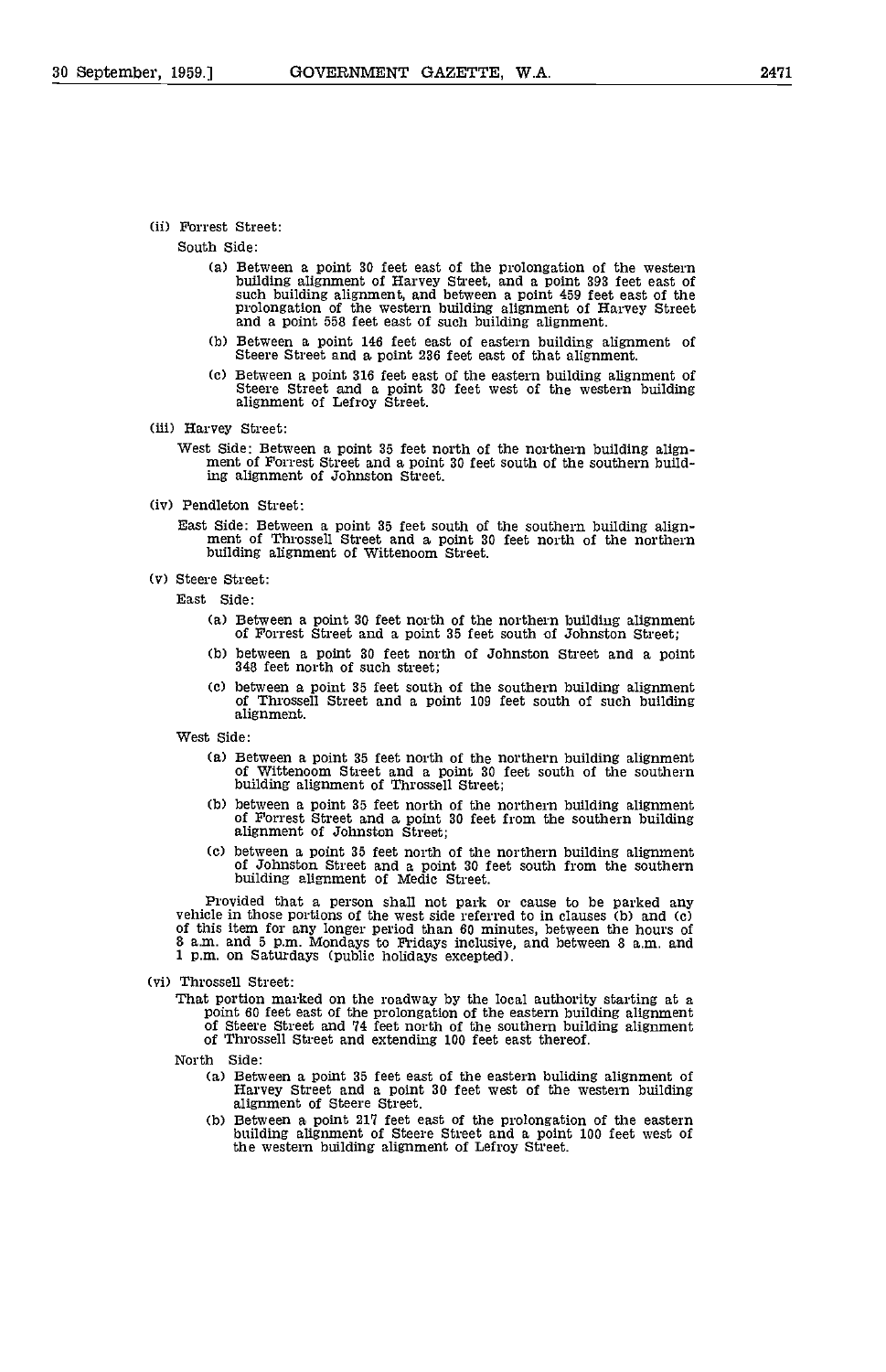(ii) Forrest Street:

South Side:

(a) Between a point 30 feet east of the prolongation of the western building alignment of Harvey Street, and a point 393 feet east of such building alignment, and between a point 459 feet east of the prolongation of the western building alignment of Harvey Street and a point 558 feet east of such building alignment.

(b) Between a point 146 feet east of eastern building alignment of Steere Street and a point 236 feet east of that alignment.

(c) Between a point 316 feet east of the eastern building alignment of Steere Street and a point 30 feet west of the western building alignment of Lefroy Street.

(iii) Harvey Street:

West Side: Between a point 35 feet north of the northern building alignment of Forrest Street and a point 30 feet south of the southern building alignment of Johnston Street.

(iv) Pendleton Street:

East Side: Between a point 35 feet south of the southern building alignment of Throssell Street and a point 30 feet north of the northern building alignment of Wittenoom Street.

(v) Steere Street:

East Side:

(a) Between a point 30 feet north of the northern building alignment of Forrest Street and a point 35 feet south of Johnston Street;

(b) between a point 30 feet north of Johnston Street and a point 348 feet north of such street;

(c) between a point 35 feet south of the southern building alignment of Throssell Street and a point 109 feet south of such building alignment.

West Side:

(a) Between a point 35 feet north of the northern building alignment of Wittenoom Street and a point 30 feet south of the southern building alignment of Throssell Street;

(b) between a point 35 feet north of the northern building alignment of Forrest Street and a point 30 feet from the southern building alignment of Johnston Street;

(c) between a point 35 feet north of the northern building alignment of Johnston Street and a point 30 feet south from the southern building alignment of Medic Street.

Provided that a person shall not park or cause to be parked any vehicle in those portions of the west side referred to in clauses (b) and (c) of this item for any longer period than 60 minutes, between the hours of 8 a.m. and 5 p.m. Mondays to Fridays inclusive, and between 8 a.m. and 1 p.m. on Saturdays (public holidays excepted).

(vi) Throssell Street:

That portion marked on the roadway by the local authority starting at a point 60 feet east of the prolongation of the eastern building alignment of Steere Street and 74 feet north of the southern building alignment of Throssell Street and extending 100 feet east thereof.

North Side:

(a) Between a point 35 feet east of the eastern buliding alignment of Harvey Street and a point 30 feet west of the western building alignment of Steere Street.

(b) Between a point 217 feet east of the prolongation of the eastern building alignment of Steere Street and a point 100 feet west of the western building alignment of Lefroy Street.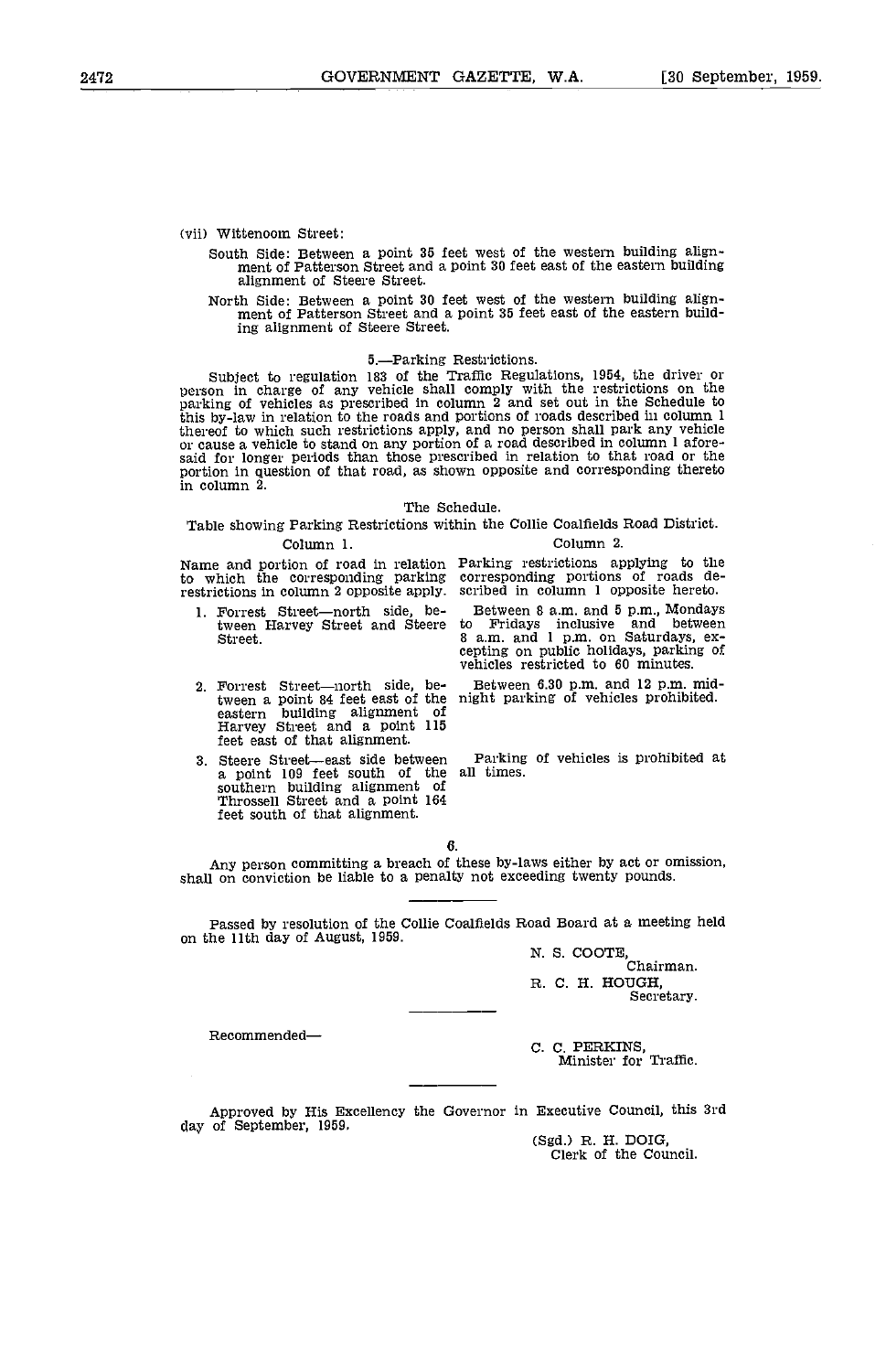(vii) Wittenoom Street:

South Side: Between a point 35 feet west of the western building alignment of Patterson Street and a point 30 feet east of the eastern building alignment of Steere Street.

North Side: Between a point 30 feet west of the western building alignment of Patterson Street and a point 35 feet east of the eastern building alignment of Steere Street.

### 5.—Parking Restrictions.

Subject to regulation 183 of the Traffic Regulations, 1954, the driver or person in charge of any vehicle shall comply with the restrictions on the parking of vehicles as prescribed in column 2 and set out in the Schedule to this by-law in relation to the roads and portions of roads described in column 1 thereof to which such restrictions apply, and no person shall park any vehicle or cause a vehicle to stand on any portion of a road described in column 1 aforesaid for longer periods than those prescribed in relation to that road or the portion in question of that road, as shown opposite and corresponding thereto in column 2.

### The Schedule.

Table showing Parking Restrictions within the Collie Coalfields Road District.

| Column 1. | Column 2. |
|---|---|
| Name and portion of road in relation to which the corresponding parking restrictions in column 2 opposite apply. | Parking restrictions applying to the corresponding portions of roads described in column 1 opposite hereto. |
| 1. Forrest Street—north side, between Harvey Street and Steere Street. | Between 8 a.m. and 5 p.m., Mondays to Fridays inclusive and between 8 a.m. and 1 p.m. on Saturdays, excepting on public holidays, parking of vehicles restricted to 60 minutes. |
| 2. Forrest Street—north side, between a point 84 feet east of the eastern building alignment of Harvey Street and a point 115 feet east of that alignment. | Between 6.30 p.m. and 12 p.m. midnight parking of vehicles prohibited. |
| 3. Steere Street—east side between a point 109 feet south of the southern building alignment of Throssell Street and a point 164 feet south of that alignment. | Parking of vehicles is prohibited at all times. |

### 6.

Any person committing a breach of these by-laws either by act or omission, shall on conviction be liable to a penalty not exceeding twenty pounds.

---

Passed by resolution of the Collie Coalfields Road Board at a meeting held on the 11th day of August, 1959.

N. S. COOTE,
Chairman.

R. C. H. HOUGH,
Secretary.

---

Recommended—

C. C. PERKINS,
Minister for Traffic.

---

Approved by His Excellency the Governor in Executive Council, this 3rd day of September, 1959.

(Sgd.) R. H. DOIG,
Clerk of the Council.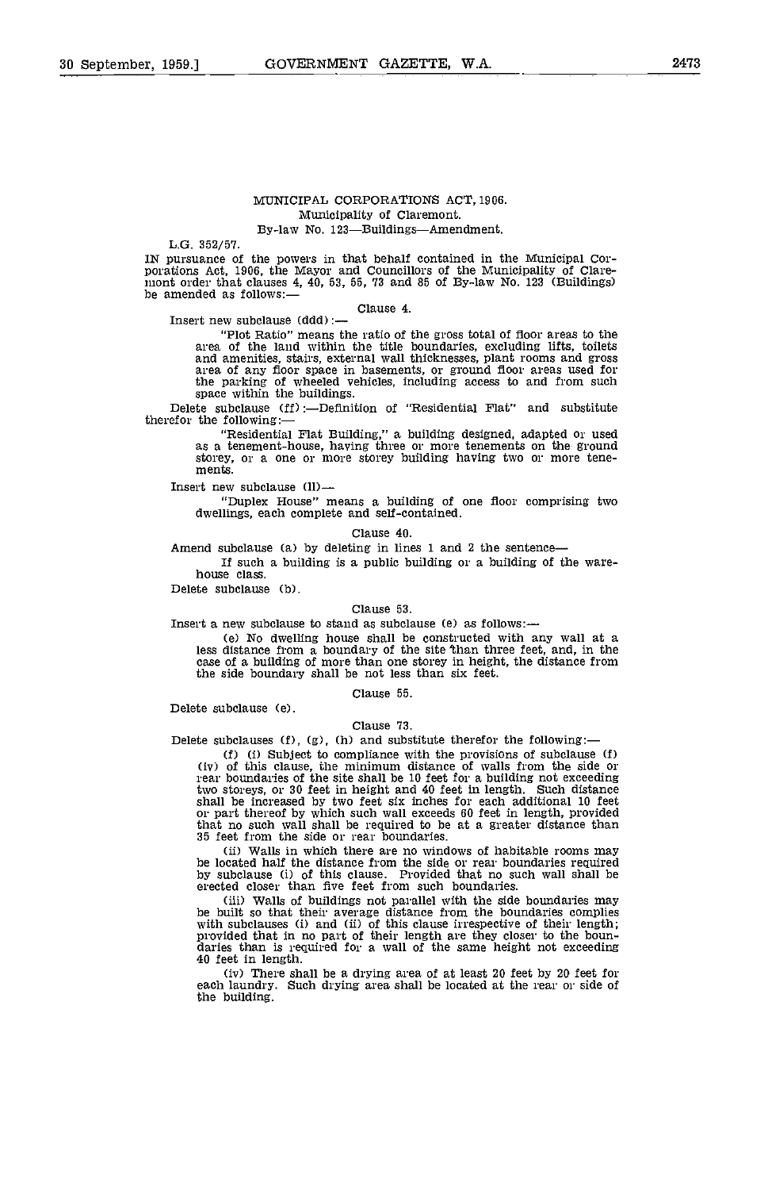## MUNICIPAL CORPORATIONS ACT, 1906.

### Municipality of Claremont.

### By-law No. 123—Buildings—Amendment.

L.G. 352/57.

IN pursuance of the powers in that behalf contained in the Municipal Corporations Act, 1906, the Mayor and Councillors of the Municipality of Claremont order that clauses 4, 40, 53, 55, 73 and 85 of By-law No. 123 (Buildings) be amended as follows:—

Clause 4.

Insert new subclause (ddd):—

"Plot Ratio" means the ratio of the gross total of floor areas to the area of the land within the title boundaries, excluding lifts, toilets and amenities, stairs, external wall thicknesses, plant rooms and gross area of any floor space in basements, or ground floor areas used for the parking of wheeled vehicles, including access to and from such space within the buildings.

Delete subclause (ff):—Definition of "Residential Flat" and substitute therefor the following:—

"Residential Flat Building," a building designed, adapted or used as a tenement-house, having three or more tenements on the ground storey, or a one or more storey building having two or more tenements.

Insert new subclause (ll)—

"Duplex House" means a building of one floor comprising two dwellings, each complete and self-contained.

Clause 40.

Amend subclause (a) by deleting in lines 1 and 2 the sentence—

If such a building is a public building or a building of the warehouse class.

Delete subclause (b).

Clause 53.

Insert a new subclause to stand as subclause (e) as follows:—

(e) No dwelling house shall be constructed with any wall at a less distance from a boundary of the site than three feet, and, in the case of a building of more than one storey in height, the distance from the side boundary shall be not less than six feet.

Clause 55.

Delete subclause (e).

Clause 73.

Delete subclauses (f), (g), (h) and substitute therefor the following:—

(f) (i) Subject to compliance with the provisions of subclause (f) (iv) of this clause, the minimum distance of walls from the side or rear boundaries of the site shall be 10 feet for a building not exceeding two storeys, or 30 feet in height and 40 feet in length. Such distance shall be increased by two feet six inches for each additional 10 feet or part thereof by which such wall exceeds 60 feet in length, provided that no such wall shall be required to be at a greater distance than 35 feet from the side or rear boundaries.

(ii) Walls in which there are no windows of habitable rooms may be located half the distance from the side or rear boundaries required by subclause (i) of this clause. Provided that no such wall shall be erected closer than five feet from such boundaries.

(iii) Walls of buildings not parallel with the side boundaries may be built so that their average distance from the boundaries complies with subclauses (i) and (ii) of this clause irrespective of their length; provided that in no part of their length are they closer to the boundaries than is required for a wall of the same height not exceeding 40 feet in length.

(iv) There shall be a drying area of at least 20 feet by 20 feet for each laundry. Such drying area shall be located at the rear or side of the building.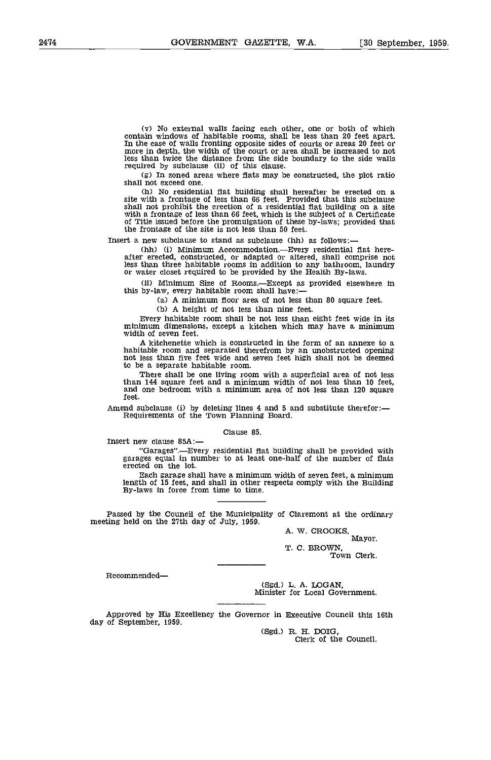(v) No external walls facing each other, one or both of which contain windows of habitable rooms, shall be less than 20 feet apart. In the case of walls fronting opposite sides of courts or areas 20 feet or more in depth, the width of the court or area shall be increased to not less than twice the distance from the side boundary to the side walls required by subclause (ii) of this clause.

(g) In zoned areas where flats may be constructed, the plot ratio shall not exceed one.

(h) No residential flat building shall hereafter be erected on a site with a frontage of less than 66 feet. Provided that this subclause shall not prohibit the erection of a residential flat building on a site with a frontage of less than 66 feet, which is the subject of a Certificate of Title issued before the promulgation of these by-laws; provided that the frontage of the site is not less than 50 feet.

Insert a new subclause to stand as subclause (hh) as follows:—

(hh) (i) Minimum Accommodation.—Every residential flat hereafter erected, constructed, or adapted or altered, shall comprise not less than three habitable rooms in addition to any bathroom, laundry or water closet required to be provided by the Health By-laws.

(ii) Minimum Size of Rooms.—Except as provided elsewhere in this by-law, every habitable room shall have:—

(a) A minimum floor area of not less than 80 square feet.

(b) A height of not less than nine feet.

Every habitable room shall be not less than eight feet wide in its minimum dimensions, except a kitchen which may have a minimum width of seven feet.

A kitchenette which is constructed in the form of an annexe to a habitable room and separated therefrom by an unobstructed opening not less than five feet wide and seven feet high shall not be deemed to be a separate habitable room.

There shall be one living room with a superficial area of not less than 144 square feet and a minimum width of not less than 10 feet, and one bedroom with a minimum area of not less than 120 square feet.

Amend subclause (i) by deleting lines 4 and 5 and substitute therefor:— Requirements of the Town Planning Board.

Clause 85.

Insert new clause 85A:—

"Garages".—Every residential flat building shall be provided with garages equal in number to at least one-half of the number of flats erected on the lot.

Each garage shall have a minimum width of seven feet, a minimum length of 15 feet, and shall in other respects comply with the Building By-laws in force from time to time.

---

Passed by the Council of the Municipality of Claremont at the ordinary meeting held on the 27th day of July, 1959.

A. W. CROOKS,
Mayor.

T. C. BROWN,
Town Clerk.

---

Recommended—

(Sgd.) L. A. LOGAN,
Minister for Local Government.

---

Approved by His Excellency the Governor in Executive Council this 16th day of September, 1959.

(Sgd.) R. H. DOIG,
Clerk of the Council.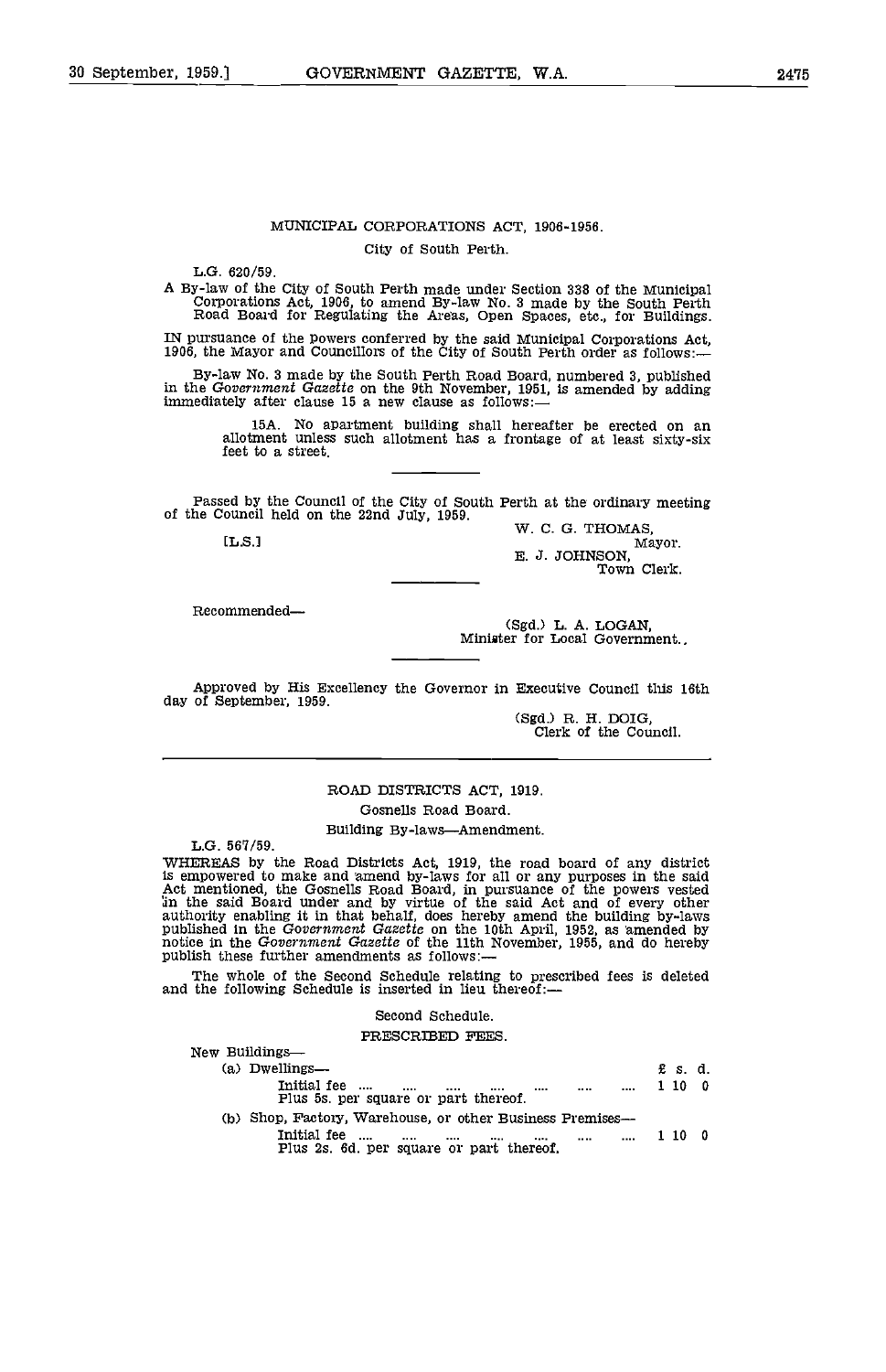## MUNICIPAL CORPORATIONS ACT, 1906-1956.

City of South Perth.

L.G. 620/59.

A By-law of the City of South Perth made under Section 338 of the Municipal Corporations Act, 1906, to amend By-law No. 3 made by the South Perth Road Board for Regulating the Areas, Open Spaces, etc., for Buildings.

IN pursuance of the powers conferred by the said Municipal Corporations Act, 1906, the Mayor and Councillors of the City of South Perth order as follows:—

By-law No. 3 made by the South Perth Road Board, numbered 3, published in the *Government Gazette* on the 9th November, 1951, is amended by adding immediately after clause 15 a new clause as follows:—

> 15A. No apartment building shall hereafter be erected on an allotment unless such allotment has a frontage of at least sixty-six feet to a street.

Passed by the Council of the City of South Perth at the ordinary meeting of the Council held on the 22nd July, 1959.

[L.S.]

W. C. G. THOMAS,
Mayor.
E. J. JOHNSON,
Town Clerk.

Recommended—

(Sgd.) L. A. LOGAN,
Minister for Local Government.

Approved by His Excellency the Governor in Executive Council this 16th day of September, 1959.

(Sgd.) R. H. DOIG,
Clerk of the Council.

---

## ROAD DISTRICTS ACT, 1919.

Gosnells Road Board.

Building By-laws—Amendment.

L.G. 567/59.

WHEREAS by the Road Districts Act, 1919, the road board of any district is empowered to make and amend by-laws for all or any purposes in the said Act mentioned, the Gosnells Road Board, in pursuance of the powers vested in the said Board under and by virtue of the said Act and of every other authority enabling it in that behalf, does hereby amend the building by-laws published in the *Government Gazette* on the 10th April, 1952, as amended by notice in the *Government Gazette* of the 11th November, 1955, and do hereby publish these further amendments as follows:—

The whole of the Second Schedule relating to prescribed fees is deleted and the following Schedule is inserted in lieu thereof:—

Second Schedule.

PRESCRIBED FEES.

New Buildings—

| | £ s. d. |
|---|---|
| (a) Dwellings— | |
| Initial fee .... .... .... .... .... .... .... | 1 10 0 |
| Plus 5s. per square or part thereof. | |
| (b) Shop, Factory, Warehouse, or other Business Premises— | |
| Initial fee .... .... .... .... .... .... .... | 1 10 0 |
| Plus 2s. 6d. per square or part thereof. | |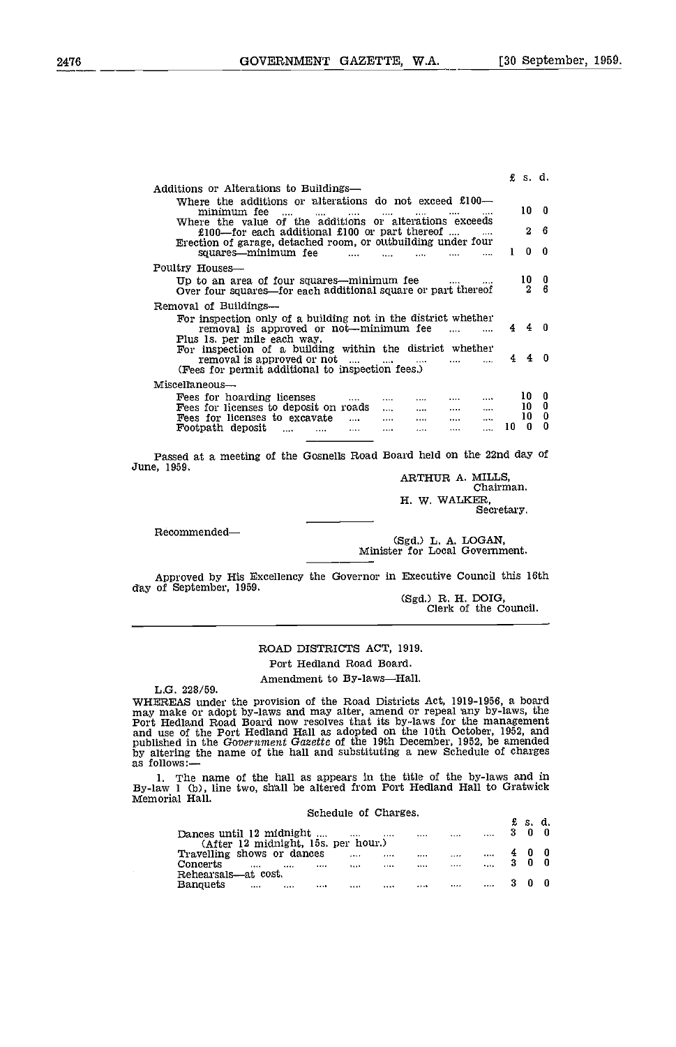| | £ | s. | d. |
|---|---|---|---|
| Additions or Alterations to Buildings— | | | |
| Where the additions or alterations do not exceed £100—minimum fee .... .... .... .... .... .... .... | | 10 | 0 |
| Where the value of the additions or alterations exceeds £100—for each additional £100 or part thereof .... .... | | 2 | 6 |
| Erection of garage, detached room, or outbuilding under four squares—minimum fee .... .... .... .... .... | 1 | 0 | 0 |
| Poultry Houses— | | | |
| Up to an area of four squares—minimum fee .... .... | | 10 | 0 |
| Over four squares—for each additional square or part thereof | | 2 | 6 |
| Removal of Buildings— | | | |
| For inspection only of a building not in the district whether removal is approved or not—minimum fee .... .... | 4 | 4 | 0 |
| Plus 1s. per mile each way. | | | |
| For inspection of a building within the district whether removal is approved or not .... .... .... .... .... | 4 | 4 | 0 |
| (Fees for permit additional to inspection fees.) | | | |
| Miscellaneous— | | | |
| Fees for hoarding licenses .... .... .... .... .... | | 10 | 0 |
| Fees for licenses to deposit on roads .... .... .... .... | | 10 | 0 |
| Fees for licenses to excavate .... .... .... .... .... | | 10 | 0 |
| Footpath deposit .... .... .... .... .... .... .... | 10 | 0 | 0 |

Passed at a meeting of the Gosnells Road Board held on the 22nd day of June, 1959.

ARTHUR A. MILLS,
Chairman.

H. W. WALKER,
Secretary.

Recommended—

(Sgd.) L. A. LOGAN,
Minister for Local Government.

Approved by His Excellency the Governor in Executive Council this 16th day of September, 1959.

(Sgd.) R. H. DOIG,
Clerk of the Council.

---

## ROAD DISTRICTS ACT, 1919.

### Port Hedland Road Board.

### Amendment to By-laws—Hall.

L.G. 228/59.

WHEREAS under the provision of the Road Districts Act, 1919-1956, a board may make or adopt by-laws and may alter, amend or repeal any by-laws, the Port Hedland Road Board now resolves that its by-laws for the management and use of the Port Hedland Hall as adopted on the 10th October, 1952, and published in the *Government Gazette* of the 19th December, 1952, be amended by altering the name of the hall and substituting a new Schedule of charges as follows:—

1. The name of the hall as appears in the title of the by-laws and in By-law 1 (b), line two, shall be altered from Port Hedland Hall to Gratwick Memorial Hall.

Schedule of Charges.

| | £ | s. | d. |
|---|---|---|---|
| Dances until 12 midnight .... .... .... .... .... .... | 3 | 0 | 0 |
| (After 12 midnight, 15s. per hour.) | | | |
| Travelling shows or dances .... .... .... .... .... | 4 | 0 | 0 |
| Concerts .... .... .... .... .... .... .... .... | 3 | 0 | 0 |
| Rehearsals—at cost. | | | |
| Banquets .... .... .... .... .... .... .... .... | 3 | 0 | 0 |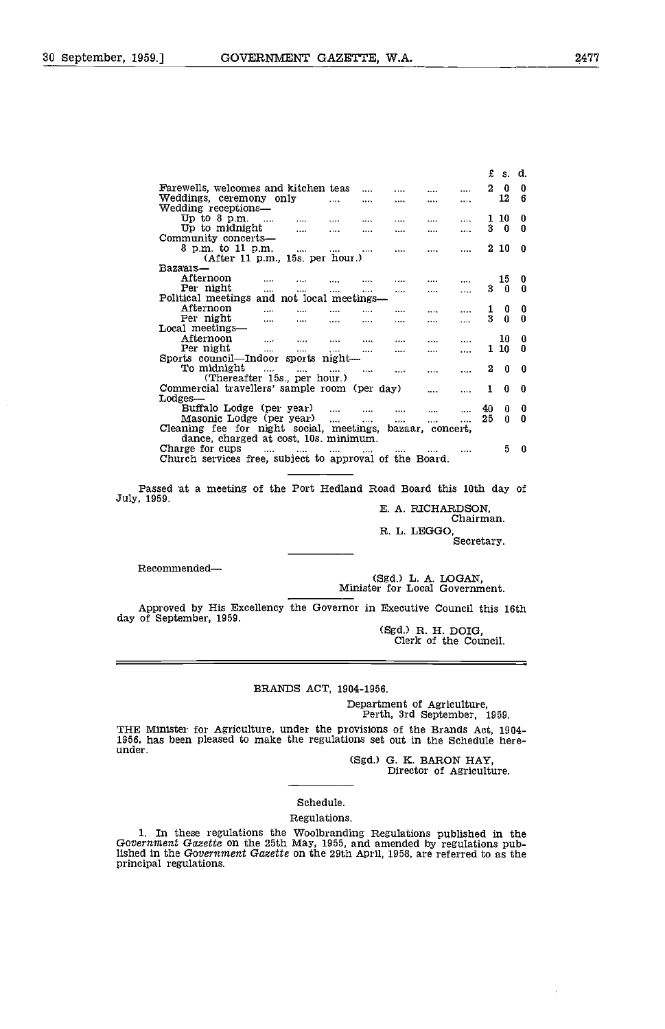| | £ | s. | d. |
|---|---|---|---|
| Farewells, welcomes and kitchen teas .... .... .... .... | 2 | 0 | 0 |
| Weddings, ceremony only .... .... .... .... .... | | 12 | 6 |
| Wedding receptions— | | | |
| Up to 8 p.m. .... .... .... .... .... .... .... | 1 | 10 | 0 |
| Up to midnight .... .... .... .... .... .... | 3 | 0 | 0 |
| Community concerts— | | | |
| 8 p.m. to 11 p.m. .... .... .... .... .... .... | 2 | 10 | 0 |
| (After 11 p.m., 15s. per hour.) | | | |
| Bazaars— | | | |
| Afternoon .... .... .... .... .... .... .... | | 15 | 0 |
| Per night .... .... .... .... .... .... .... | 3 | 0 | 0 |
| Political meetings and not local meetings— | | | |
| Afternoon .... .... .... .... .... .... .... | 1 | 0 | 0 |
| Per night .... .... .... .... .... .... .... | 3 | 0 | 0 |
| Local meetings— | | | |
| Afternoon .... .... .... .... .... .... .... | | 10 | 0 |
| Per night .... .... .... .... .... .... .... | 1 | 10 | 0 |
| Sports council—Indoor sports night— | | | |
| To midnight .... .... .... .... .... .... .... | 2 | 0 | 0 |
| (Thereafter 15s., per hour.) | | | |
| Commercial travellers' sample room (per day) .... .... | 1 | 0 | 0 |
| Lodges— | | | |
| Buffalo Lodge (per year) .... .... .... .... .... | 40 | 0 | 0 |
| Masonic Lodge (per year) .... .... .... .... .... | 25 | 0 | 0 |
| Cleaning fee for night social, meetings, bazaar, concert, dance, charged at cost, 10s. minimum. | | | |
| Charge for cups .... .... .... .... .... .... | | 5 | 0 |
| Church services free, subject to approval of the Board. | | | |

Passed at a meeting of the Port Hedland Road Board this 10th day of July, 1959.

E. A. RICHARDSON,
Chairman.

R. L. LEGGO,
Secretary.

Recommended—

(Sgd.) L. A. LOGAN,
Minister for Local Government.

Approved by His Excellency the Governor in Executive Council this 16th day of September, 1959.

(Sgd.) R. H. DOIG,
Clerk of the Council.

---

## BRANDS ACT, 1904-1956.

Department of Agriculture,
Perth, 3rd September, 1959.

THE Minister for Agriculture, under the provisions of the Brands Act, 1904-1956, has been pleased to make the regulations set out in the Schedule hereunder.

(Sgd.) G. K. BARON HAY,
Director of Agriculture.

### Schedule.

### Regulations.

1. In these regulations the Woolbranding Regulations published in the *Government Gazette* on the 25th May, 1955, and amended by regulations published in the *Government Gazette* on the 29th April, 1958, are referred to as the principal regulations.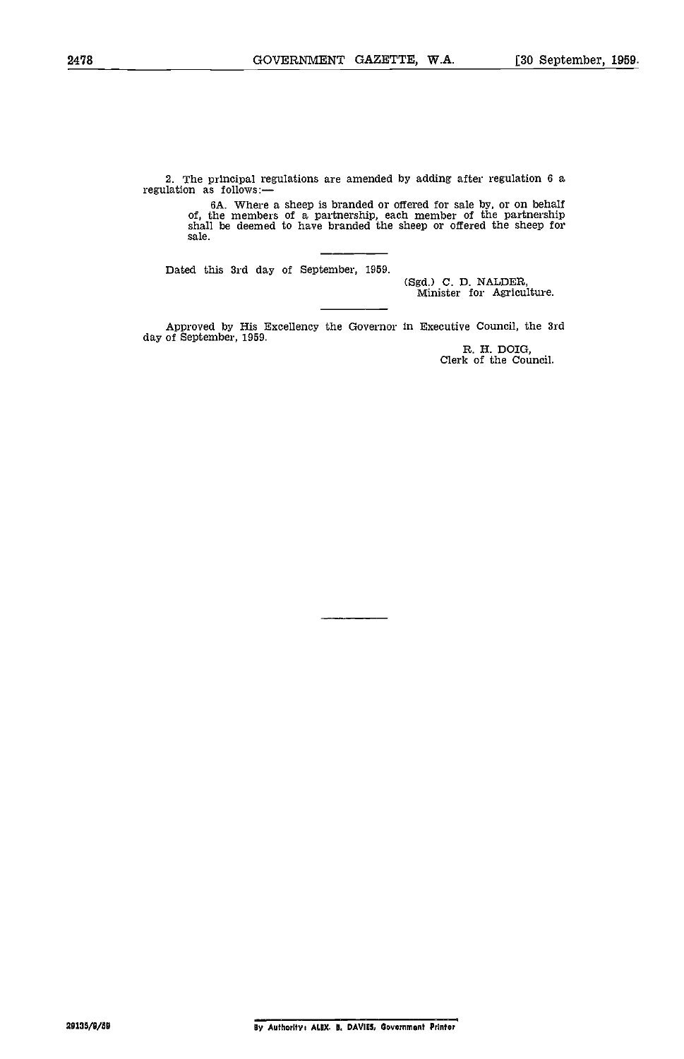2. The principal regulations are amended by adding after regulation 6 a regulation as follows:—

> 6A. Where a sheep is branded or offered for sale by, or on behalf of, the members of a partnership, each member of the partnership shall be deemed to have branded the sheep or offered the sheep for sale.

---

Dated this 3rd day of September, 1959.

(Sgd.) C. D. NALDER,
Minister for Agriculture.

---

Approved by His Excellency the Governor in Executive Council, the 3rd day of September, 1959.

R. H. DOIG,
Clerk of the Council.

---

29135/9/59

By Authority: ALEX. B. DAVIES, Government Printer